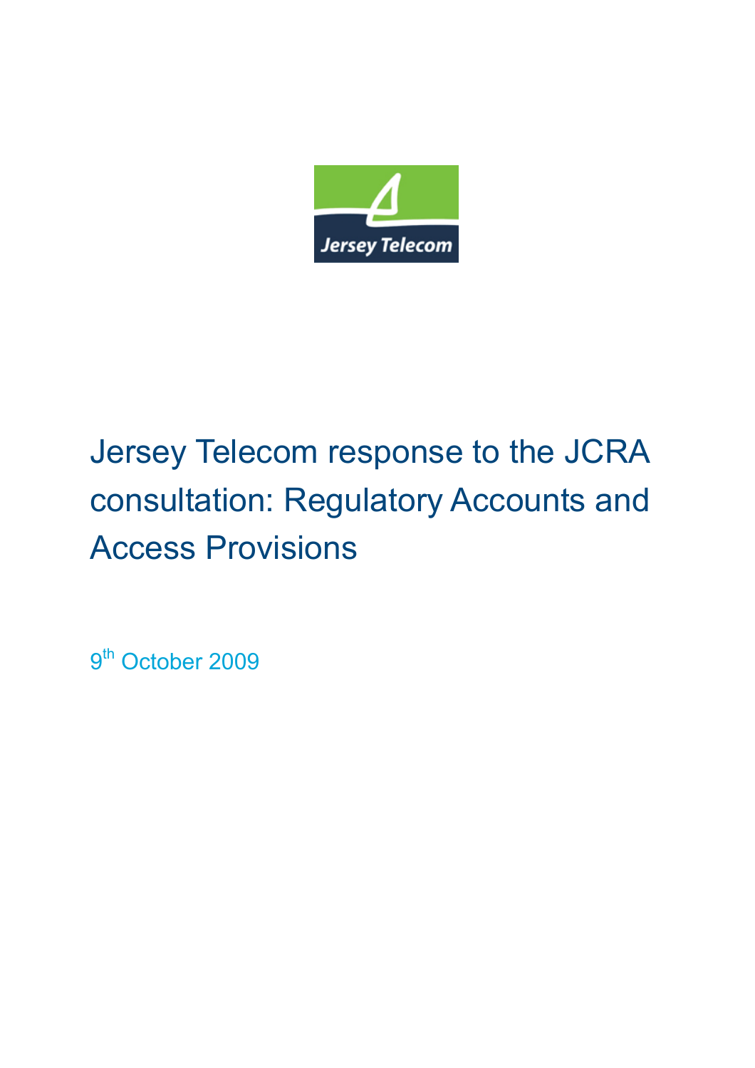Jersey Telecom

# Jersey Telecom response to the JCRA consultation: Regulatory Accounts and Access Provisions

9th October 2009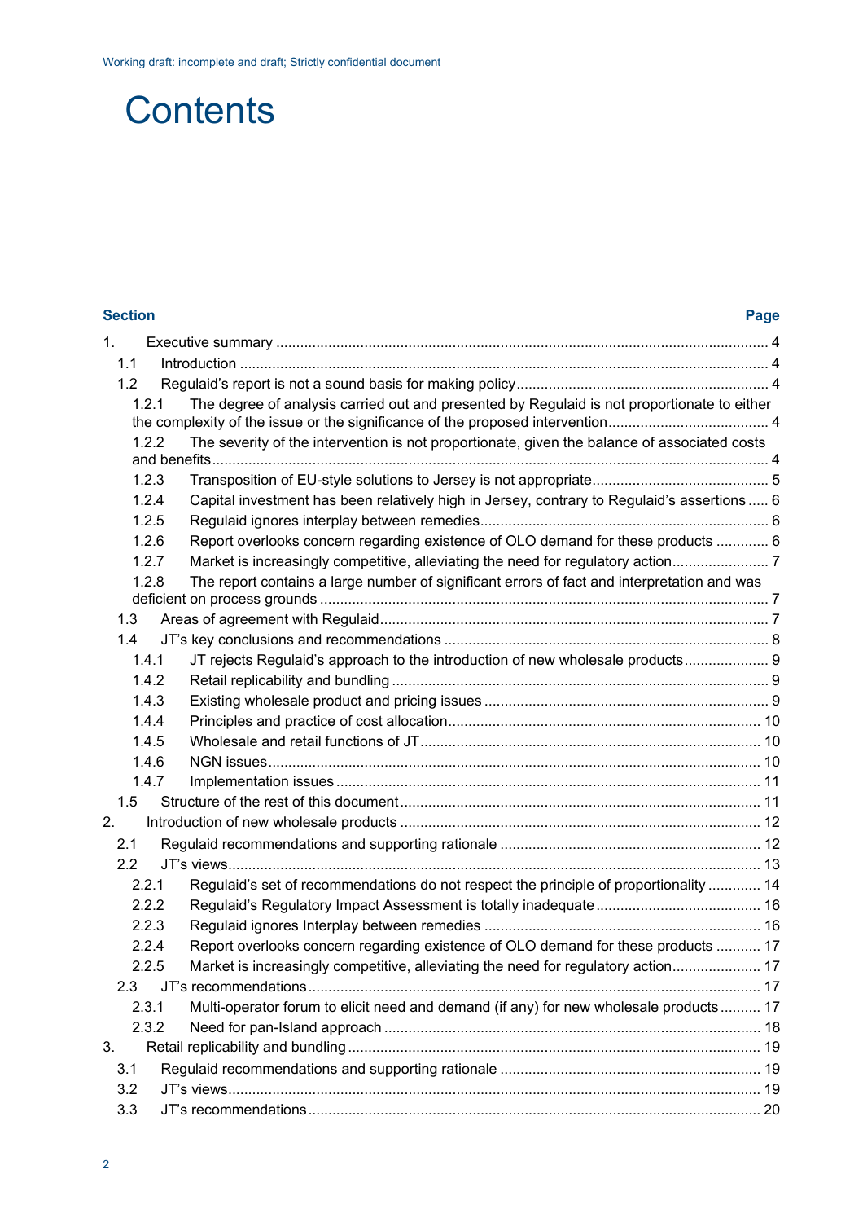Working draft: incomplete and draft; Strictly confidential document

# Contents

| Section | Page |
|---|---|
| 1. Executive summary | 4 |
| 1.1 Introduction | 4 |
| 1.2 Regulaid's report is not a sound basis for making policy | 4 |
| 1.2.1 The degree of analysis carried out and presented by Regulaid is not proportionate to either the complexity of the issue or the significance of the proposed intervention | 4 |
| 1.2.2 The severity of the intervention is not proportionate, given the balance of associated costs and benefits | 4 |
| 1.2.3 Transposition of EU-style solutions to Jersey is not appropriate | 5 |
| 1.2.4 Capital investment has been relatively high in Jersey, contrary to Regulaid's assertions | 6 |
| 1.2.5 Regulaid ignores interplay between remedies | 6 |
| 1.2.6 Report overlooks concern regarding existence of OLO demand for these products | 6 |
| 1.2.7 Market is increasingly competitive, alleviating the need for regulatory action | 7 |
| 1.2.8 The report contains a large number of significant errors of fact and interpretation and was deficient on process grounds | 7 |
| 1.3 Areas of agreement with Regulaid | 7 |
| 1.4 JT's key conclusions and recommendations | 8 |
| 1.4.1 JT rejects Regulaid's approach to the introduction of new wholesale products | 9 |
| 1.4.2 Retail replicability and bundling | 9 |
| 1.4.3 Existing wholesale product and pricing issues | 9 |
| 1.4.4 Principles and practice of cost allocation | 10 |
| 1.4.5 Wholesale and retail functions of JT | 10 |
| 1.4.6 NGN issues | 10 |
| 1.4.7 Implementation issues | 11 |
| 1.5 Structure of the rest of this document | 11 |
| 2. Introduction of new wholesale products | 12 |
| 2.1 Regulaid recommendations and supporting rationale | 12 |
| 2.2 JT's views | 13 |
| 2.2.1 Regulaid's set of recommendations do not respect the principle of proportionality | 14 |
| 2.2.2 Regulaid's Regulatory Impact Assessment is totally inadequate | 16 |
| 2.2.3 Regulaid ignores Interplay between remedies | 16 |
| 2.2.4 Report overlooks concern regarding existence of OLO demand for these products | 17 |
| 2.2.5 Market is increasingly competitive, alleviating the need for regulatory action | 17 |
| 2.3 JT's recommendations | 17 |
| 2.3.1 Multi-operator forum to elicit need and demand (if any) for new wholesale products | 17 |
| 2.3.2 Need for pan-Island approach | 18 |
| 3. Retail replicability and bundling | 19 |
| 3.1 Regulaid recommendations and supporting rationale | 19 |
| 3.2 JT's views | 19 |
| 3.3 JT's recommendations | 20 |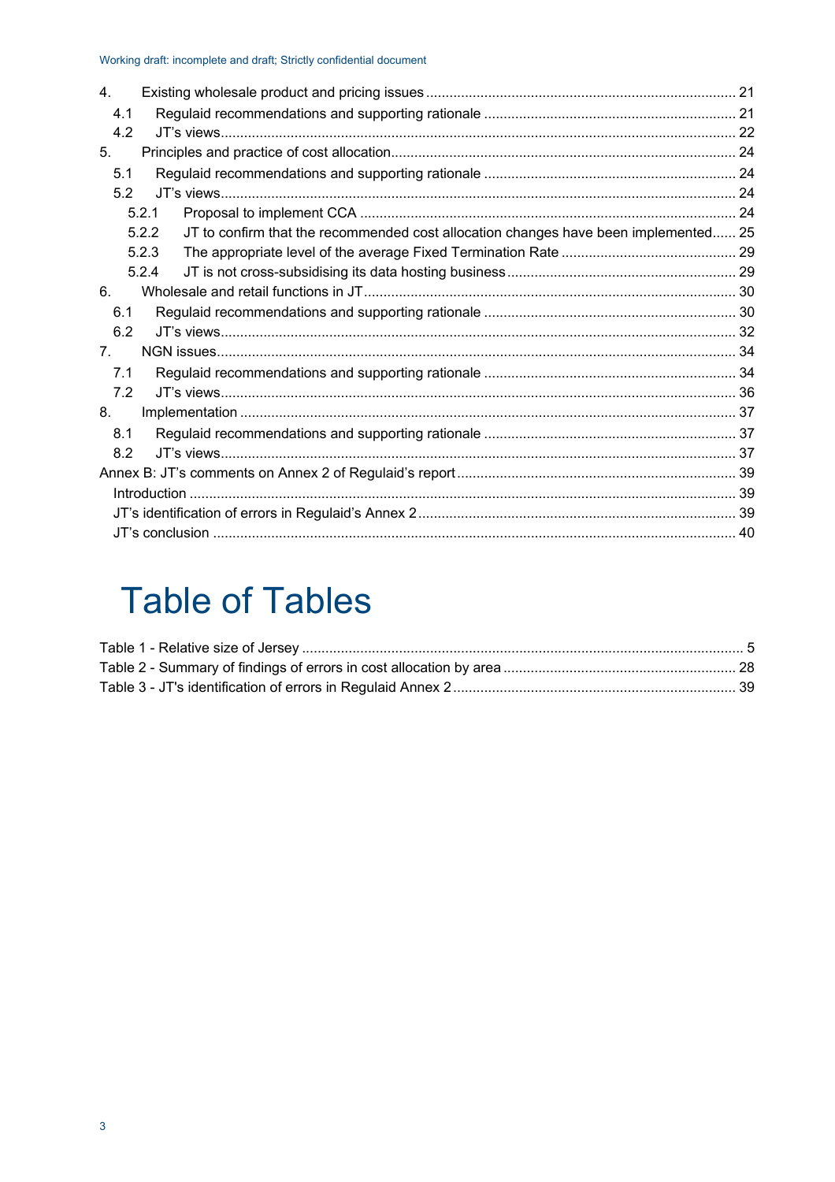4. Existing wholesale product and pricing issues ........ 21
   4.1 Regulaid recommendations and supporting rationale ........ 21
   4.2 JT's views ........ 22
5. Principles and practice of cost allocation ........ 24
   5.1 Regulaid recommendations and supporting rationale ........ 24
   5.2 JT's views ........ 24
      5.2.1 Proposal to implement CCA ........ 24
      5.2.2 JT to confirm that the recommended cost allocation changes have been implemented ........ 25
      5.2.3 The appropriate level of the average Fixed Termination Rate ........ 29
      5.2.4 JT is not cross-subsidising its data hosting business ........ 29
6. Wholesale and retail functions in JT ........ 30
   6.1 Regulaid recommendations and supporting rationale ........ 30
   6.2 JT's views ........ 32
7. NGN issues ........ 34
   7.1 Regulaid recommendations and supporting rationale ........ 34
   7.2 JT's views ........ 36
8. Implementation ........ 37
   8.1 Regulaid recommendations and supporting rationale ........ 37
   8.2 JT's views ........ 37

Annex B: JT's comments on Annex 2 of Regulaid's report ........ 39
   Introduction ........ 39
   JT's identification of errors in Regulaid's Annex 2 ........ 39
   JT's conclusion ........ 40

# Table of Tables

Table 1 - Relative size of Jersey ........ 5
Table 2 - Summary of findings of errors in cost allocation by area ........ 28
Table 3 - JT's identification of errors in Regulaid Annex 2 ........ 39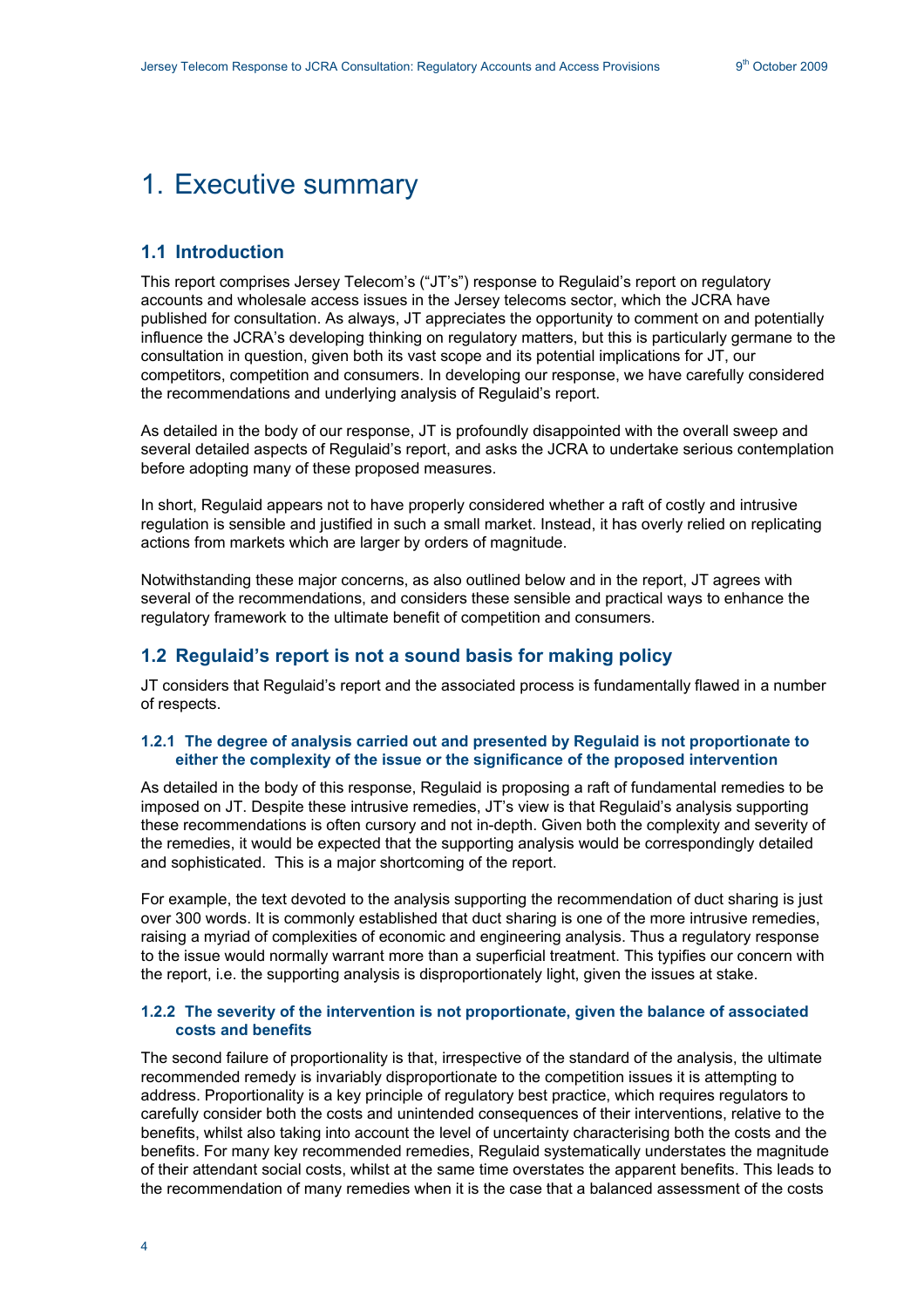# 1. Executive summary

## 1.1 Introduction

This report comprises Jersey Telecom's ("JT's") response to Regulaid's report on regulatory accounts and wholesale access issues in the Jersey telecoms sector, which the JCRA have published for consultation. As always, JT appreciates the opportunity to comment on and potentially influence the JCRA's developing thinking on regulatory matters, but this is particularly germane to the consultation in question, given both its vast scope and its potential implications for JT, our competitors, competition and consumers. In developing our response, we have carefully considered the recommendations and underlying analysis of Regulaid's report.

As detailed in the body of our response, JT is profoundly disappointed with the overall sweep and several detailed aspects of Regulaid's report, and asks the JCRA to undertake serious contemplation before adopting many of these proposed measures.

In short, Regulaid appears not to have properly considered whether a raft of costly and intrusive regulation is sensible and justified in such a small market. Instead, it has overly relied on replicating actions from markets which are larger by orders of magnitude.

Notwithstanding these major concerns, as also outlined below and in the report, JT agrees with several of the recommendations, and considers these sensible and practical ways to enhance the regulatory framework to the ultimate benefit of competition and consumers.

## 1.2 Regulaid's report is not a sound basis for making policy

JT considers that Regulaid's report and the associated process is fundamentally flawed in a number of respects.

#### 1.2.1 The degree of analysis carried out and presented by Regulaid is not proportionate to either the complexity of the issue or the significance of the proposed intervention

As detailed in the body of this response, Regulaid is proposing a raft of fundamental remedies to be imposed on JT. Despite these intrusive remedies, JT's view is that Regulaid's analysis supporting these recommendations is often cursory and not in-depth. Given both the complexity and severity of the remedies, it would be expected that the supporting analysis would be correspondingly detailed and sophisticated. This is a major shortcoming of the report.

For example, the text devoted to the analysis supporting the recommendation of duct sharing is just over 300 words. It is commonly established that duct sharing is one of the more intrusive remedies, raising a myriad of complexities of economic and engineering analysis. Thus a regulatory response to the issue would normally warrant more than a superficial treatment. This typifies our concern with the report, i.e. the supporting analysis is disproportionately light, given the issues at stake.

#### 1.2.2 The severity of the intervention is not proportionate, given the balance of associated costs and benefits

The second failure of proportionality is that, irrespective of the standard of the analysis, the ultimate recommended remedy is invariably disproportionate to the competition issues it is attempting to address. Proportionality is a key principle of regulatory best practice, which requires regulators to carefully consider both the costs and unintended consequences of their interventions, relative to the benefits, whilst also taking into account the level of uncertainty characterising both the costs and the benefits. For many key recommended remedies, Regulaid systematically understates the magnitude of their attendant social costs, whilst at the same time overstates the apparent benefits. This leads to the recommendation of many remedies when it is the case that a balanced assessment of the costs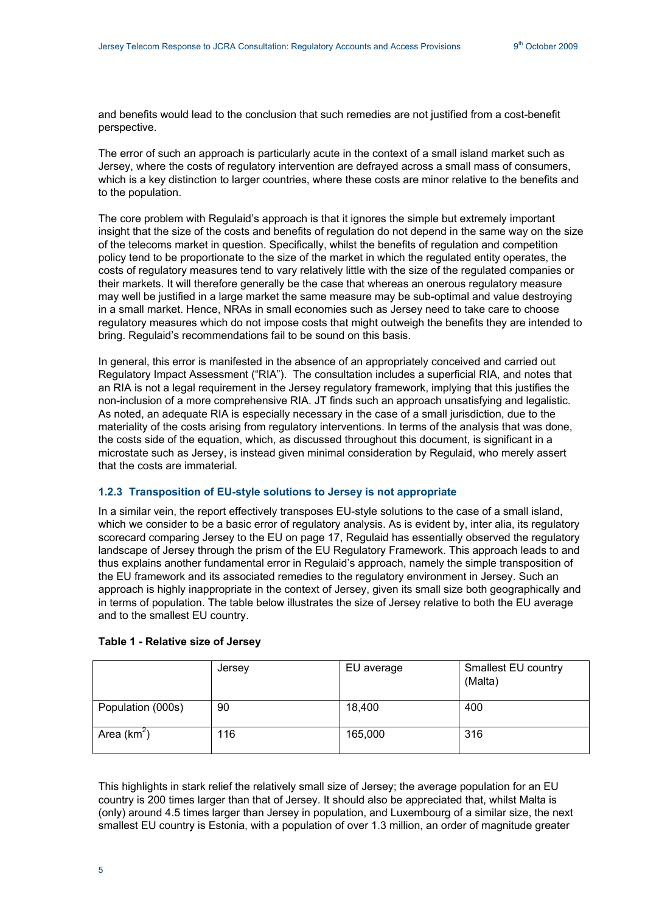and benefits would lead to the conclusion that such remedies are not justified from a cost-benefit perspective.

The error of such an approach is particularly acute in the context of a small island market such as Jersey, where the costs of regulatory intervention are defrayed across a small mass of consumers, which is a key distinction to larger countries, where these costs are minor relative to the benefits and to the population.

The core problem with Regulaid's approach is that it ignores the simple but extremely important insight that the size of the costs and benefits of regulation do not depend in the same way on the size of the telecoms market in question. Specifically, whilst the benefits of regulation and competition policy tend to be proportionate to the size of the market in which the regulated entity operates, the costs of regulatory measures tend to vary relatively little with the size of the regulated companies or their markets. It will therefore generally be the case that whereas an onerous regulatory measure may well be justified in a large market the same measure may be sub-optimal and value destroying in a small market. Hence, NRAs in small economies such as Jersey need to take care to choose regulatory measures which do not impose costs that might outweigh the benefits they are intended to bring. Regulaid's recommendations fail to be sound on this basis.

In general, this error is manifested in the absence of an appropriately conceived and carried out Regulatory Impact Assessment ("RIA"). The consultation includes a superficial RIA, and notes that an RIA is not a legal requirement in the Jersey regulatory framework, implying that this justifies the non-inclusion of a more comprehensive RIA. JT finds such an approach unsatisfying and legalistic. As noted, an adequate RIA is especially necessary in the case of a small jurisdiction, due to the materiality of the costs arising from regulatory interventions. In terms of the analysis that was done, the costs side of the equation, which, as discussed throughout this document, is significant in a microstate such as Jersey, is instead given minimal consideration by Regulaid, who merely assert that the costs are immaterial.

### 1.2.3 Transposition of EU-style solutions to Jersey is not appropriate

In a similar vein, the report effectively transposes EU-style solutions to the case of a small island, which we consider to be a basic error of regulatory analysis. As is evident by, inter alia, its regulatory scorecard comparing Jersey to the EU on page 17, Regulaid has essentially observed the regulatory landscape of Jersey through the prism of the EU Regulatory Framework. This approach leads to and thus explains another fundamental error in Regulaid's approach, namely the simple transposition of the EU framework and its associated remedies to the regulatory environment in Jersey. Such an approach is highly inappropriate in the context of Jersey, given its small size both geographically and in terms of population. The table below illustrates the size of Jersey relative to both the EU average and to the smallest EU country.

**Table 1 - Relative size of Jersey**

| | Jersey | EU average | Smallest EU country (Malta) |
|---|---|---|---|
| Population (000s) | 90 | 18,400 | 400 |
| Area ($km^2$) | 116 | 165,000 | 316 |

This highlights in stark relief the relatively small size of Jersey; the average population for an EU country is 200 times larger than that of Jersey. It should also be appreciated that, whilst Malta is (only) around 4.5 times larger than Jersey in population, and Luxembourg of a similar size, the next smallest EU country is Estonia, with a population of over 1.3 million, an order of magnitude greater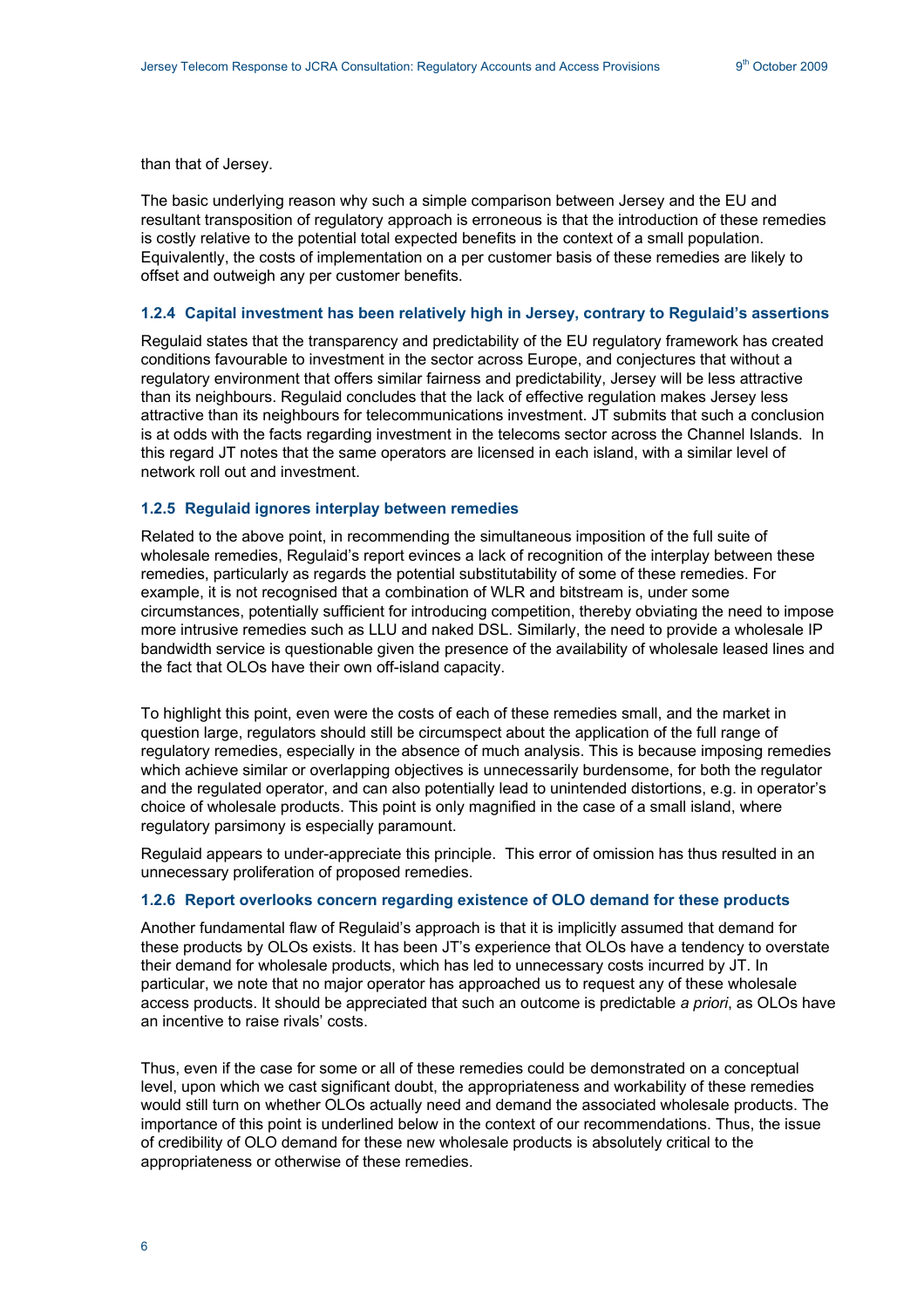than that of Jersey.

The basic underlying reason why such a simple comparison between Jersey and the EU and resultant transposition of regulatory approach is erroneous is that the introduction of these remedies is costly relative to the potential total expected benefits in the context of a small population. Equivalently, the costs of implementation on a per customer basis of these remedies are likely to offset and outweigh any per customer benefits.

### 1.2.4 Capital investment has been relatively high in Jersey, contrary to Regulaid's assertions

Regulaid states that the transparency and predictability of the EU regulatory framework has created conditions favourable to investment in the sector across Europe, and conjectures that without a regulatory environment that offers similar fairness and predictability, Jersey will be less attractive than its neighbours. Regulaid concludes that the lack of effective regulation makes Jersey less attractive than its neighbours for telecommunications investment. JT submits that such a conclusion is at odds with the facts regarding investment in the telecoms sector across the Channel Islands. In this regard JT notes that the same operators are licensed in each island, with a similar level of network roll out and investment.

### 1.2.5 Regulaid ignores interplay between remedies

Related to the above point, in recommending the simultaneous imposition of the full suite of wholesale remedies, Regulaid's report evinces a lack of recognition of the interplay between these remedies, particularly as regards the potential substitutability of some of these remedies. For example, it is not recognised that a combination of WLR and bitstream is, under some circumstances, potentially sufficient for introducing competition, thereby obviating the need to impose more intrusive remedies such as LLU and naked DSL. Similarly, the need to provide a wholesale IP bandwidth service is questionable given the presence of the availability of wholesale leased lines and the fact that OLOs have their own off-island capacity.

To highlight this point, even were the costs of each of these remedies small, and the market in question large, regulators should still be circumspect about the application of the full range of regulatory remedies, especially in the absence of much analysis. This is because imposing remedies which achieve similar or overlapping objectives is unnecessarily burdensome, for both the regulator and the regulated operator, and can also potentially lead to unintended distortions, e.g. in operator's choice of wholesale products. This point is only magnified in the case of a small island, where regulatory parsimony is especially paramount.

Regulaid appears to under-appreciate this principle. This error of omission has thus resulted in an unnecessary proliferation of proposed remedies.

### 1.2.6 Report overlooks concern regarding existence of OLO demand for these products

Another fundamental flaw of Regulaid's approach is that it is implicitly assumed that demand for these products by OLOs exists. It has been JT's experience that OLOs have a tendency to overstate their demand for wholesale products, which has led to unnecessary costs incurred by JT. In particular, we note that no major operator has approached us to request any of these wholesale access products. It should be appreciated that such an outcome is predictable *a priori*, as OLOs have an incentive to raise rivals' costs.

Thus, even if the case for some or all of these remedies could be demonstrated on a conceptual level, upon which we cast significant doubt, the appropriateness and workability of these remedies would still turn on whether OLOs actually need and demand the associated wholesale products. The importance of this point is underlined below in the context of our recommendations. Thus, the issue of credibility of OLO demand for these new wholesale products is absolutely critical to the appropriateness or otherwise of these remedies.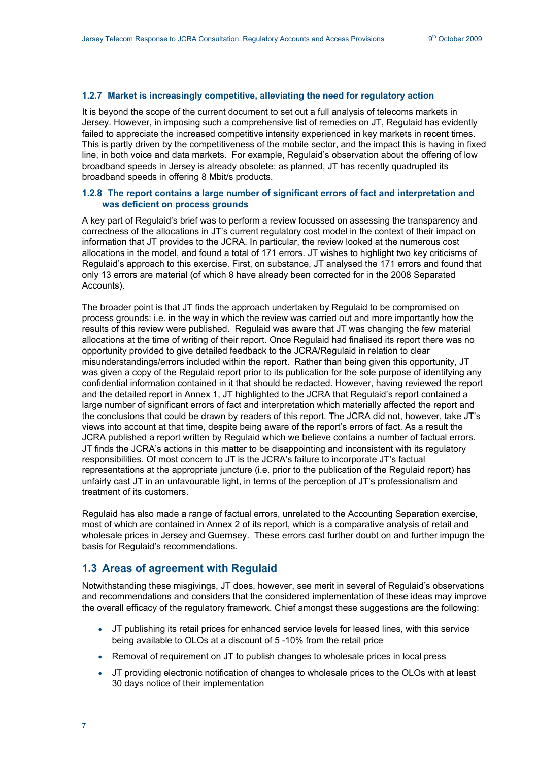#### 1.2.7 Market is increasingly competitive, alleviating the need for regulatory action

It is beyond the scope of the current document to set out a full analysis of telecoms markets in Jersey. However, in imposing such a comprehensive list of remedies on JT, Regulaid has evidently failed to appreciate the increased competitive intensity experienced in key markets in recent times. This is partly driven by the competitiveness of the mobile sector, and the impact this is having in fixed line, in both voice and data markets. For example, Regulaid's observation about the offering of low broadband speeds in Jersey is already obsolete: as planned, JT has recently quadrupled its broadband speeds in offering 8 Mbit/s products.

#### 1.2.8 The report contains a large number of significant errors of fact and interpretation and was deficient on process grounds

A key part of Regulaid's brief was to perform a review focussed on assessing the transparency and correctness of the allocations in JT's current regulatory cost model in the context of their impact on information that JT provides to the JCRA. In particular, the review looked at the numerous cost allocations in the model, and found a total of 171 errors. JT wishes to highlight two key criticisms of Regulaid's approach to this exercise. First, on substance, JT analysed the 171 errors and found that only 13 errors are material (of which 8 have already been corrected for in the 2008 Separated Accounts).

The broader point is that JT finds the approach undertaken by Regulaid to be compromised on process grounds: i.e. in the way in which the review was carried out and more importantly how the results of this review were published. Regulaid was aware that JT was changing the few material allocations at the time of writing of their report. Once Regulaid had finalised its report there was no opportunity provided to give detailed feedback to the JCRA/Regulaid in relation to clear misunderstandings/errors included within the report. Rather than being given this opportunity, JT was given a copy of the Regulaid report prior to its publication for the sole purpose of identifying any confidential information contained in it that should be redacted. However, having reviewed the report and the detailed report in Annex 1, JT highlighted to the JCRA that Regulaid's report contained a large number of significant errors of fact and interpretation which materially affected the report and the conclusions that could be drawn by readers of this report. The JCRA did not, however, take JT's views into account at that time, despite being aware of the report's errors of fact. As a result the JCRA published a report written by Regulaid which we believe contains a number of factual errors. JT finds the JCRA's actions in this matter to be disappointing and inconsistent with its regulatory responsibilities. Of most concern to JT is the JCRA's failure to incorporate JT's factual representations at the appropriate juncture (i.e. prior to the publication of the Regulaid report) has unfairly cast JT in an unfavourable light, in terms of the perception of JT's professionalism and treatment of its customers.

Regulaid has also made a range of factual errors, unrelated to the Accounting Separation exercise, most of which are contained in Annex 2 of its report, which is a comparative analysis of retail and wholesale prices in Jersey and Guernsey. These errors cast further doubt on and further impugn the basis for Regulaid's recommendations.

### 1.3 Areas of agreement with Regulaid

Notwithstanding these misgivings, JT does, however, see merit in several of Regulaid's observations and recommendations and considers that the considered implementation of these ideas may improve the overall efficacy of the regulatory framework. Chief amongst these suggestions are the following:

- JT publishing its retail prices for enhanced service levels for leased lines, with this service being available to OLOs at a discount of 5 -10% from the retail price
- Removal of requirement on JT to publish changes to wholesale prices in local press
- JT providing electronic notification of changes to wholesale prices to the OLOs with at least 30 days notice of their implementation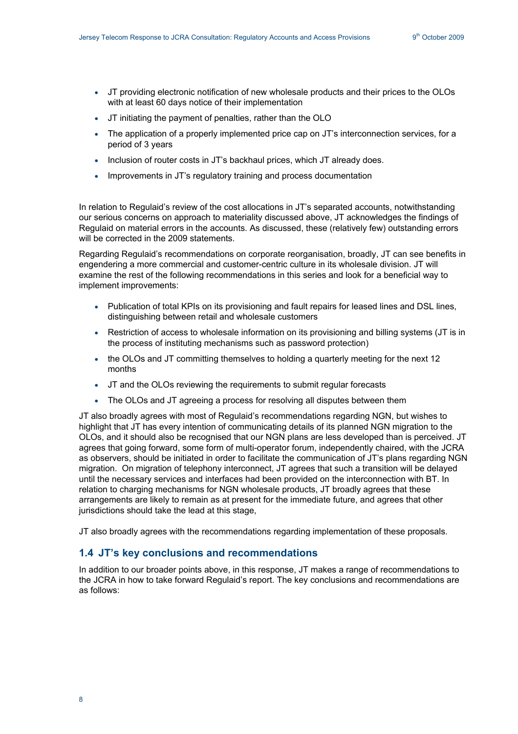- JT providing electronic notification of new wholesale products and their prices to the OLOs with at least 60 days notice of their implementation
- JT initiating the payment of penalties, rather than the OLO
- The application of a properly implemented price cap on JT's interconnection services, for a period of 3 years
- Inclusion of router costs in JT's backhaul prices, which JT already does.
- Improvements in JT's regulatory training and process documentation

In relation to Regulaid's review of the cost allocations in JT's separated accounts, notwithstanding our serious concerns on approach to materiality discussed above, JT acknowledges the findings of Regulaid on material errors in the accounts. As discussed, these (relatively few) outstanding errors will be corrected in the 2009 statements.

Regarding Regulaid's recommendations on corporate reorganisation, broadly, JT can see benefits in engendering a more commercial and customer-centric culture in its wholesale division. JT will examine the rest of the following recommendations in this series and look for a beneficial way to implement improvements:

- Publication of total KPIs on its provisioning and fault repairs for leased lines and DSL lines, distinguishing between retail and wholesale customers
- Restriction of access to wholesale information on its provisioning and billing systems (JT is in the process of instituting mechanisms such as password protection)
- the OLOs and JT committing themselves to holding a quarterly meeting for the next 12 months
- JT and the OLOs reviewing the requirements to submit regular forecasts
- The OLOs and JT agreeing a process for resolving all disputes between them

JT also broadly agrees with most of Regulaid's recommendations regarding NGN, but wishes to highlight that JT has every intention of communicating details of its planned NGN migration to the OLOs, and it should also be recognised that our NGN plans are less developed than is perceived. JT agrees that going forward, some form of multi-operator forum, independently chaired, with the JCRA as observers, should be initiated in order to facilitate the communication of JT's plans regarding NGN migration. On migration of telephony interconnect, JT agrees that such a transition will be delayed until the necessary services and interfaces had been provided on the interconnection with BT. In relation to charging mechanisms for NGN wholesale products, JT broadly agrees that these arrangements are likely to remain as at present for the immediate future, and agrees that other jurisdictions should take the lead at this stage,

JT also broadly agrees with the recommendations regarding implementation of these proposals.

## 1.4 JT's key conclusions and recommendations

In addition to our broader points above, in this response, JT makes a range of recommendations to the JCRA in how to take forward Regulaid's report. The key conclusions and recommendations are as follows: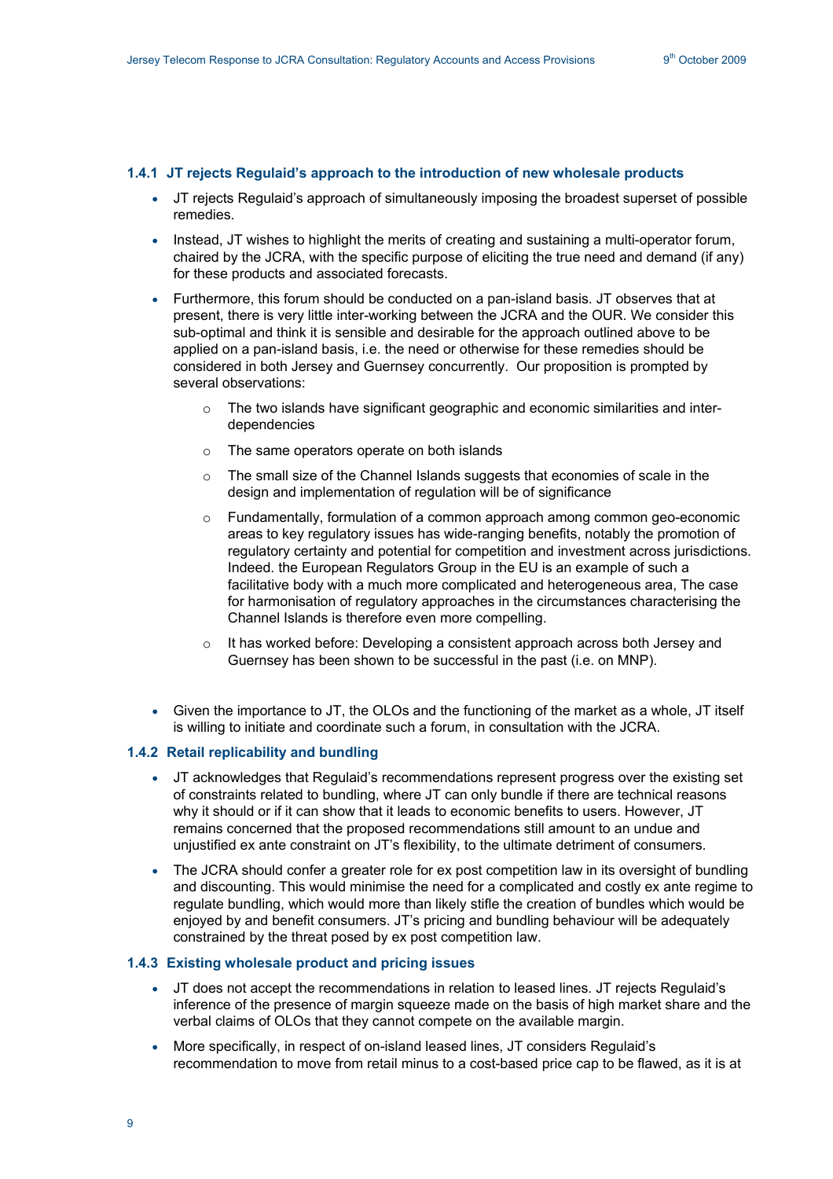### 1.4.1 JT rejects Regulaid's approach to the introduction of new wholesale products

- JT rejects Regulaid's approach of simultaneously imposing the broadest superset of possible remedies.
- Instead, JT wishes to highlight the merits of creating and sustaining a multi-operator forum, chaired by the JCRA, with the specific purpose of eliciting the true need and demand (if any) for these products and associated forecasts.
- Furthermore, this forum should be conducted on a pan-island basis. JT observes that at present, there is very little inter-working between the JCRA and the OUR. We consider this sub-optimal and think it is sensible and desirable for the approach outlined above to be applied on a pan-island basis, i.e. the need or otherwise for these remedies should be considered in both Jersey and Guernsey concurrently. Our proposition is prompted by several observations:
    - The two islands have significant geographic and economic similarities and inter-dependencies
    - The same operators operate on both islands
    - The small size of the Channel Islands suggests that economies of scale in the design and implementation of regulation will be of significance
    - Fundamentally, formulation of a common approach among common geo-economic areas to key regulatory issues has wide-ranging benefits, notably the promotion of regulatory certainty and potential for competition and investment across jurisdictions. Indeed. the European Regulators Group in the EU is an example of such a facilitative body with a much more complicated and heterogeneous area, The case for harmonisation of regulatory approaches in the circumstances characterising the Channel Islands is therefore even more compelling.
    - It has worked before: Developing a consistent approach across both Jersey and Guernsey has been shown to be successful in the past (i.e. on MNP).

- Given the importance to JT, the OLOs and the functioning of the market as a whole, JT itself is willing to initiate and coordinate such a forum, in consultation with the JCRA.

### 1.4.2 Retail replicability and bundling

- JT acknowledges that Regulaid's recommendations represent progress over the existing set of constraints related to bundling, where JT can only bundle if there are technical reasons why it should or if it can show that it leads to economic benefits to users. However, JT remains concerned that the proposed recommendations still amount to an undue and unjustified ex ante constraint on JT's flexibility, to the ultimate detriment of consumers.
- The JCRA should confer a greater role for ex post competition law in its oversight of bundling and discounting. This would minimise the need for a complicated and costly ex ante regime to regulate bundling, which would more than likely stifle the creation of bundles which would be enjoyed by and benefit consumers. JT's pricing and bundling behaviour will be adequately constrained by the threat posed by ex post competition law.

### 1.4.3 Existing wholesale product and pricing issues

- JT does not accept the recommendations in relation to leased lines. JT rejects Regulaid's inference of the presence of margin squeeze made on the basis of high market share and the verbal claims of OLOs that they cannot compete on the available margin.
- More specifically, in respect of on-island leased lines, JT considers Regulaid's recommendation to move from retail minus to a cost-based price cap to be flawed, as it is at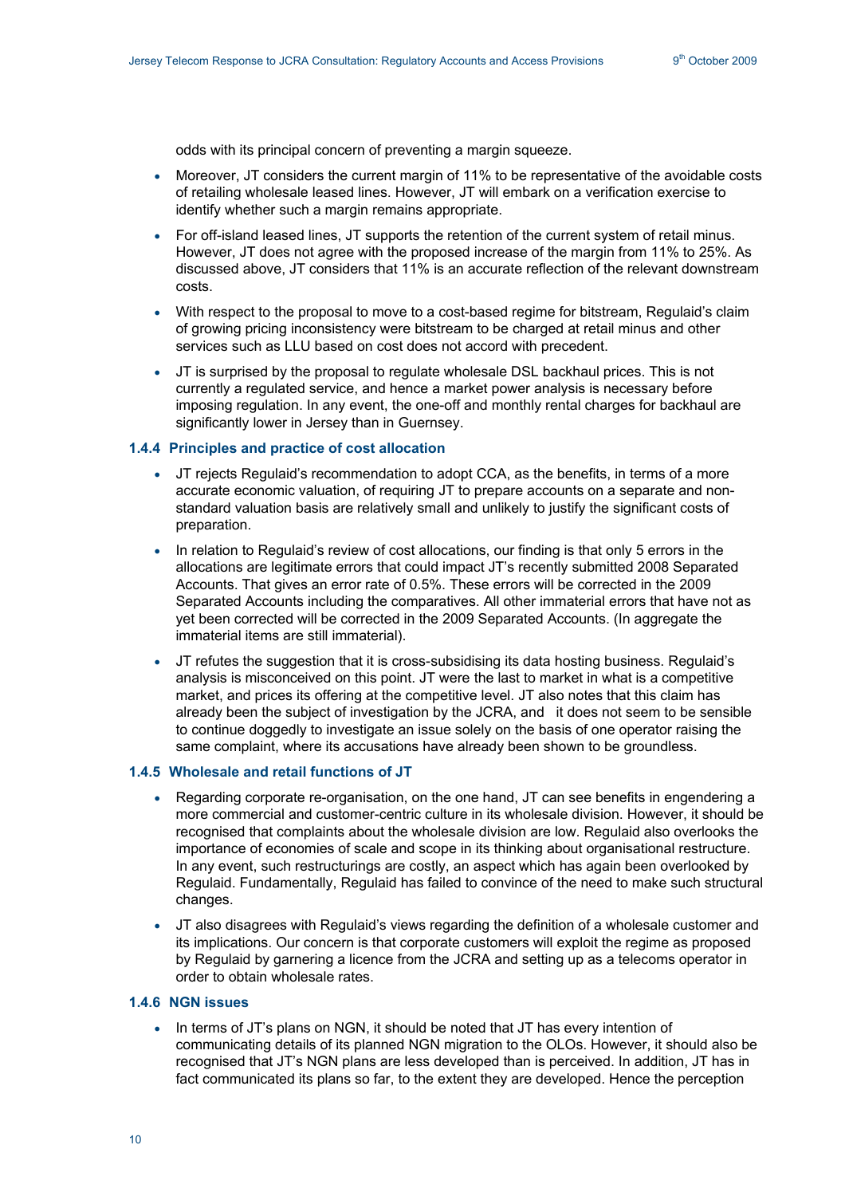odds with its principal concern of preventing a margin squeeze.

- Moreover, JT considers the current margin of 11% to be representative of the avoidable costs of retailing wholesale leased lines. However, JT will embark on a verification exercise to identify whether such a margin remains appropriate.
- For off-island leased lines, JT supports the retention of the current system of retail minus. However, JT does not agree with the proposed increase of the margin from 11% to 25%. As discussed above, JT considers that 11% is an accurate reflection of the relevant downstream costs.
- With respect to the proposal to move to a cost-based regime for bitstream, Regulaid's claim of growing pricing inconsistency were bitstream to be charged at retail minus and other services such as LLU based on cost does not accord with precedent.
- JT is surprised by the proposal to regulate wholesale DSL backhaul prices. This is not currently a regulated service, and hence a market power analysis is necessary before imposing regulation. In any event, the one-off and monthly rental charges for backhaul are significantly lower in Jersey than in Guernsey.

### 1.4.4 Principles and practice of cost allocation

- JT rejects Regulaid's recommendation to adopt CCA, as the benefits, in terms of a more accurate economic valuation, of requiring JT to prepare accounts on a separate and non-standard valuation basis are relatively small and unlikely to justify the significant costs of preparation.
- In relation to Regulaid's review of cost allocations, our finding is that only 5 errors in the allocations are legitimate errors that could impact JT's recently submitted 2008 Separated Accounts. That gives an error rate of 0.5%. These errors will be corrected in the 2009 Separated Accounts including the comparatives. All other immaterial errors that have not as yet been corrected will be corrected in the 2009 Separated Accounts. (In aggregate the immaterial items are still immaterial).
- JT refutes the suggestion that it is cross-subsidising its data hosting business. Regulaid's analysis is misconceived on this point. JT were the last to market in what is a competitive market, and prices its offering at the competitive level. JT also notes that this claim has already been the subject of investigation by the JCRA, and it does not seem to be sensible to continue doggedly to investigate an issue solely on the basis of one operator raising the same complaint, where its accusations have already been shown to be groundless.

### 1.4.5 Wholesale and retail functions of JT

- Regarding corporate re-organisation, on the one hand, JT can see benefits in engendering a more commercial and customer-centric culture in its wholesale division. However, it should be recognised that complaints about the wholesale division are low. Regulaid also overlooks the importance of economies of scale and scope in its thinking about organisational restructure. In any event, such restructurings are costly, an aspect which has again been overlooked by Regulaid. Fundamentally, Regulaid has failed to convince of the need to make such structural changes.
- JT also disagrees with Regulaid's views regarding the definition of a wholesale customer and its implications. Our concern is that corporate customers will exploit the regime as proposed by Regulaid by garnering a licence from the JCRA and setting up as a telecoms operator in order to obtain wholesale rates.

### 1.4.6 NGN issues

- In terms of JT's plans on NGN, it should be noted that JT has every intention of communicating details of its planned NGN migration to the OLOs. However, it should also be recognised that JT's NGN plans are less developed than is perceived. In addition, JT has in fact communicated its plans so far, to the extent they are developed. Hence the perception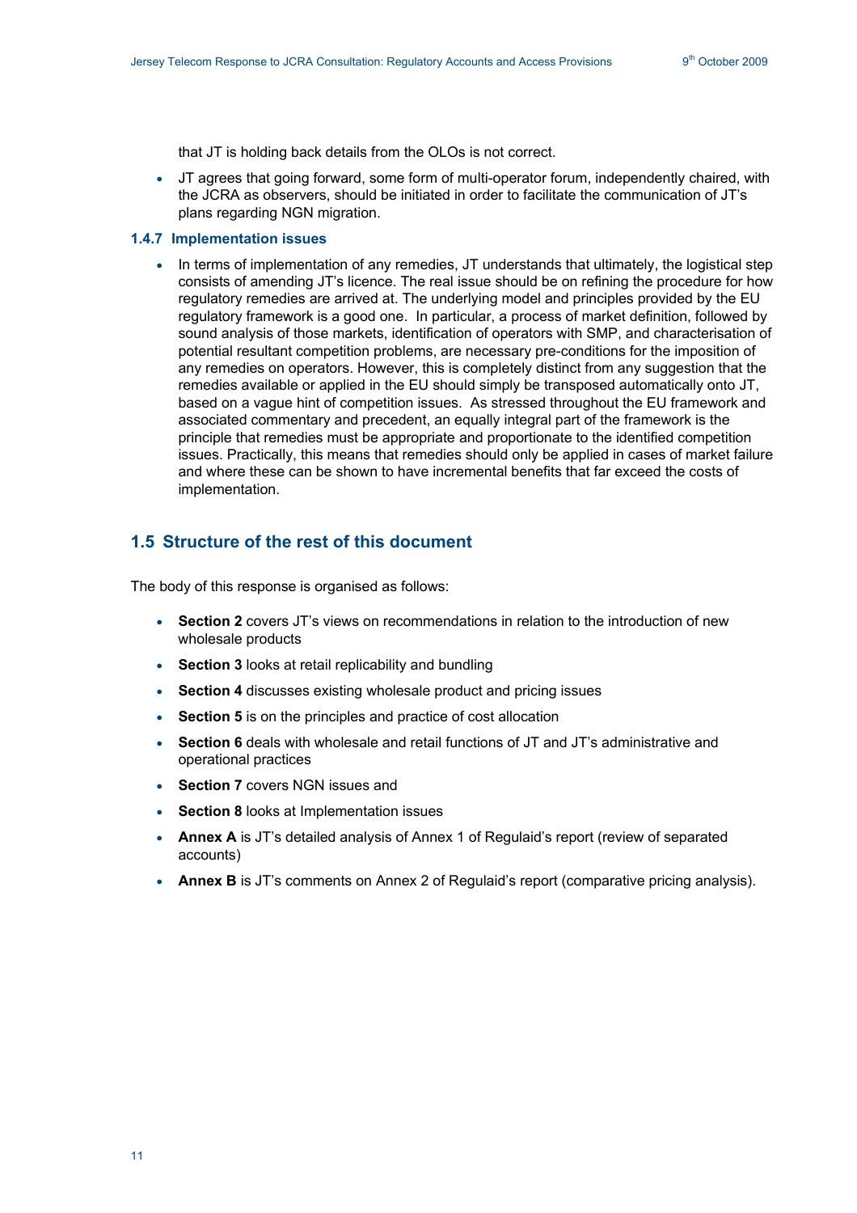that JT is holding back details from the OLOs is not correct.

- JT agrees that going forward, some form of multi-operator forum, independently chaired, with the JCRA as observers, should be initiated in order to facilitate the communication of JT's plans regarding NGN migration.

### 1.4.7 Implementation issues

- In terms of implementation of any remedies, JT understands that ultimately, the logistical step consists of amending JT's licence. The real issue should be on refining the procedure for how regulatory remedies are arrived at. The underlying model and principles provided by the EU regulatory framework is a good one. In particular, a process of market definition, followed by sound analysis of those markets, identification of operators with SMP, and characterisation of potential resultant competition problems, are necessary pre-conditions for the imposition of any remedies on operators. However, this is completely distinct from any suggestion that the remedies available or applied in the EU should simply be transposed automatically onto JT, based on a vague hint of competition issues. As stressed throughout the EU framework and associated commentary and precedent, an equally integral part of the framework is the principle that remedies must be appropriate and proportionate to the identified competition issues. Practically, this means that remedies should only be applied in cases of market failure and where these can be shown to have incremental benefits that far exceed the costs of implementation.

## 1.5 Structure of the rest of this document

The body of this response is organised as follows:

- **Section 2** covers JT's views on recommendations in relation to the introduction of new wholesale products
- **Section 3** looks at retail replicability and bundling
- **Section 4** discusses existing wholesale product and pricing issues
- **Section 5** is on the principles and practice of cost allocation
- **Section 6** deals with wholesale and retail functions of JT and JT's administrative and operational practices
- **Section 7** covers NGN issues and
- **Section 8** looks at Implementation issues
- **Annex A** is JT's detailed analysis of Annex 1 of Regulaid's report (review of separated accounts)
- **Annex B** is JT's comments on Annex 2 of Regulaid's report (comparative pricing analysis).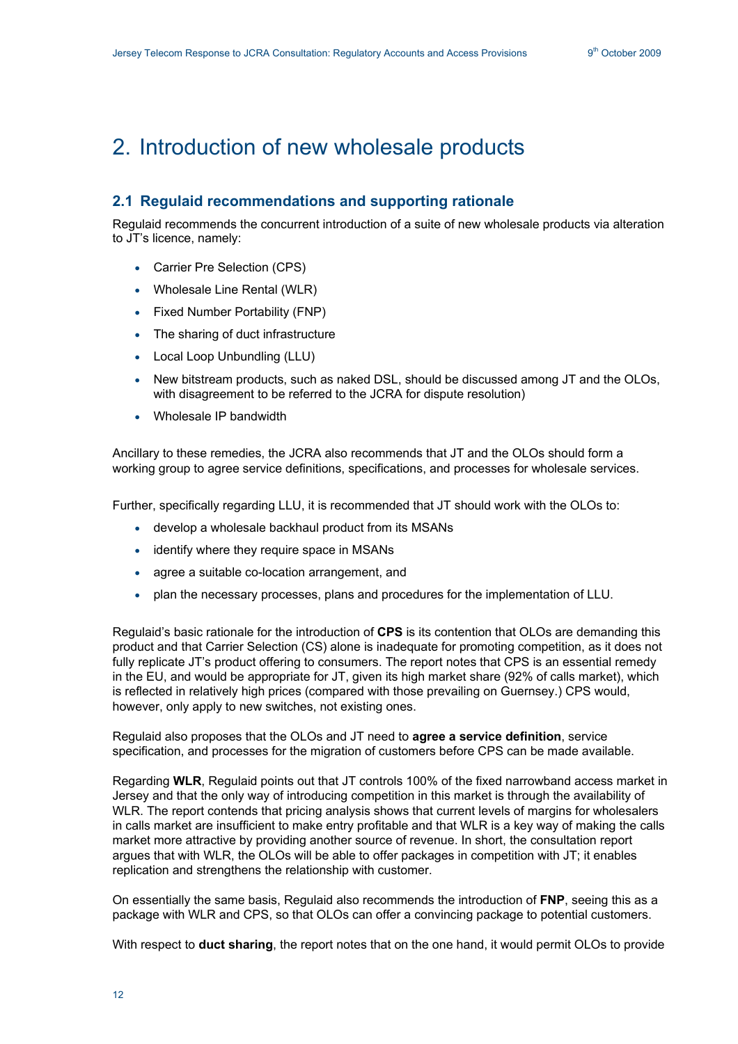# 2. Introduction of new wholesale products

## 2.1 Regulaid recommendations and supporting rationale

Regulaid recommends the concurrent introduction of a suite of new wholesale products via alteration to JT's licence, namely:

- Carrier Pre Selection (CPS)
- Wholesale Line Rental (WLR)
- Fixed Number Portability (FNP)
- The sharing of duct infrastructure
- Local Loop Unbundling (LLU)
- New bitstream products, such as naked DSL, should be discussed among JT and the OLOs, with disagreement to be referred to the JCRA for dispute resolution)
- Wholesale IP bandwidth

Ancillary to these remedies, the JCRA also recommends that JT and the OLOs should form a working group to agree service definitions, specifications, and processes for wholesale services.

Further, specifically regarding LLU, it is recommended that JT should work with the OLOs to:

- develop a wholesale backhaul product from its MSANs
- identify where they require space in MSANs
- agree a suitable co-location arrangement, and
- plan the necessary processes, plans and procedures for the implementation of LLU.

Regulaid's basic rationale for the introduction of **CPS** is its contention that OLOs are demanding this product and that Carrier Selection (CS) alone is inadequate for promoting competition, as it does not fully replicate JT's product offering to consumers. The report notes that CPS is an essential remedy in the EU, and would be appropriate for JT, given its high market share (92% of calls market), which is reflected in relatively high prices (compared with those prevailing on Guernsey.) CPS would, however, only apply to new switches, not existing ones.

Regulaid also proposes that the OLOs and JT need to **agree a service definition**, service specification, and processes for the migration of customers before CPS can be made available.

Regarding **WLR**, Regulaid points out that JT controls 100% of the fixed narrowband access market in Jersey and that the only way of introducing competition in this market is through the availability of WLR. The report contends that pricing analysis shows that current levels of margins for wholesalers in calls market are insufficient to make entry profitable and that WLR is a key way of making the calls market more attractive by providing another source of revenue. In short, the consultation report argues that with WLR, the OLOs will be able to offer packages in competition with JT; it enables replication and strengthens the relationship with customer.

On essentially the same basis, Regulaid also recommends the introduction of **FNP**, seeing this as a package with WLR and CPS, so that OLOs can offer a convincing package to potential customers.

With respect to **duct sharing**, the report notes that on the one hand, it would permit OLOs to provide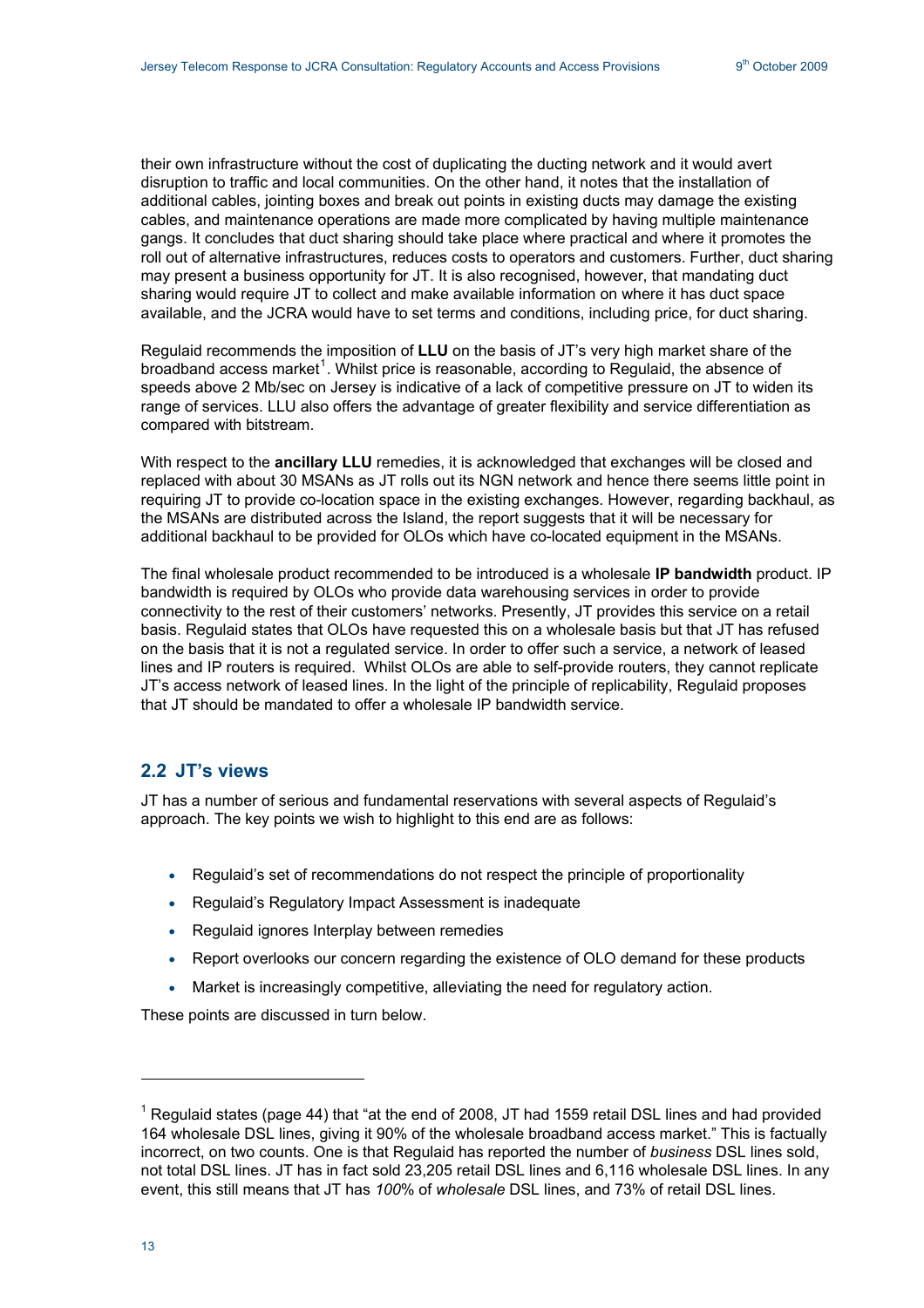their own infrastructure without the cost of duplicating the ducting network and it would avert disruption to traffic and local communities. On the other hand, it notes that the installation of additional cables, jointing boxes and break out points in existing ducts may damage the existing cables, and maintenance operations are made more complicated by having multiple maintenance gangs. It concludes that duct sharing should take place where practical and where it promotes the roll out of alternative infrastructures, reduces costs to operators and customers. Further, duct sharing may present a business opportunity for JT. It is also recognised, however, that mandating duct sharing would require JT to collect and make available information on where it has duct space available, and the JCRA would have to set terms and conditions, including price, for duct sharing.

Regulaid recommends the imposition of **LLU** on the basis of JT's very high market share of the broadband access market[1]. Whilst price is reasonable, according to Regulaid, the absence of speeds above 2 Mb/sec on Jersey is indicative of a lack of competitive pressure on JT to widen its range of services. LLU also offers the advantage of greater flexibility and service differentiation as compared with bitstream.

With respect to the **ancillary LLU** remedies, it is acknowledged that exchanges will be closed and replaced with about 30 MSANs as JT rolls out its NGN network and hence there seems little point in requiring JT to provide co-location space in the existing exchanges. However, regarding backhaul, as the MSANs are distributed across the Island, the report suggests that it will be necessary for additional backhaul to be provided for OLOs which have co-located equipment in the MSANs.

The final wholesale product recommended to be introduced is a wholesale **IP bandwidth** product. IP bandwidth is required by OLOs who provide data warehousing services in order to provide connectivity to the rest of their customers' networks. Presently, JT provides this service on a retail basis. Regulaid states that OLOs have requested this on a wholesale basis but that JT has refused on the basis that it is not a regulated service. In order to offer such a service, a network of leased lines and IP routers is required. Whilst OLOs are able to self-provide routers, they cannot replicate JT's access network of leased lines. In the light of the principle of replicability, Regulaid proposes that JT should be mandated to offer a wholesale IP bandwidth service.

## 2.2 JT's views

JT has a number of serious and fundamental reservations with several aspects of Regulaid's approach. The key points we wish to highlight to this end are as follows:

- Regulaid's set of recommendations do not respect the principle of proportionality
- Regulaid's Regulatory Impact Assessment is inadequate
- Regulaid ignores Interplay between remedies
- Report overlooks our concern regarding the existence of OLO demand for these products
- Market is increasingly competitive, alleviating the need for regulatory action.

These points are discussed in turn below.

[1] Regulaid states (page 44) that "at the end of 2008, JT had 1559 retail DSL lines and had provided 164 wholesale DSL lines, giving it 90% of the wholesale broadband access market." This is factually incorrect, on two counts. One is that Regulaid has reported the number of *business* DSL lines sold, not total DSL lines. JT has in fact sold 23,205 retail DSL lines and 6,116 wholesale DSL lines. In any event, this still means that JT has *100*% of *wholesale* DSL lines, and 73% of retail DSL lines.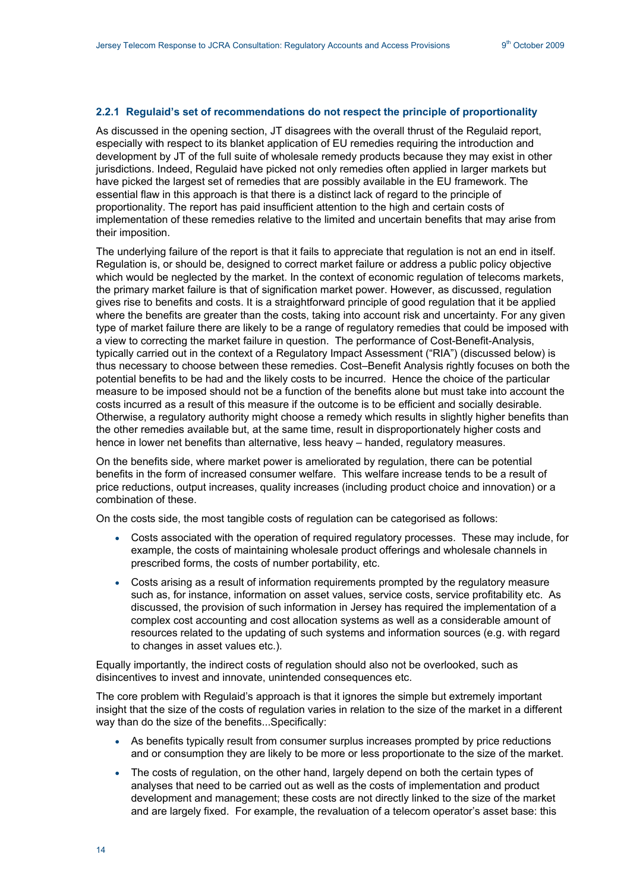### 2.2.1 Regulaid's set of recommendations do not respect the principle of proportionality

As discussed in the opening section, JT disagrees with the overall thrust of the Regulaid report, especially with respect to its blanket application of EU remedies requiring the introduction and development by JT of the full suite of wholesale remedy products because they may exist in other jurisdictions. Indeed, Regulaid have picked not only remedies often applied in larger markets but have picked the largest set of remedies that are possibly available in the EU framework. The essential flaw in this approach is that there is a distinct lack of regard to the principle of proportionality. The report has paid insufficient attention to the high and certain costs of implementation of these remedies relative to the limited and uncertain benefits that may arise from their imposition.

The underlying failure of the report is that it fails to appreciate that regulation is not an end in itself. Regulation is, or should be, designed to correct market failure or address a public policy objective which would be neglected by the market. In the context of economic regulation of telecoms markets, the primary market failure is that of signification market power. However, as discussed, regulation gives rise to benefits and costs. It is a straightforward principle of good regulation that it be applied where the benefits are greater than the costs, taking into account risk and uncertainty. For any given type of market failure there are likely to be a range of regulatory remedies that could be imposed with a view to correcting the market failure in question. The performance of Cost-Benefit-Analysis, typically carried out in the context of a Regulatory Impact Assessment ("RIA") (discussed below) is thus necessary to choose between these remedies. Cost–Benefit Analysis rightly focuses on both the potential benefits to be had and the likely costs to be incurred. Hence the choice of the particular measure to be imposed should not be a function of the benefits alone but must take into account the costs incurred as a result of this measure if the outcome is to be efficient and socially desirable. Otherwise, a regulatory authority might choose a remedy which results in slightly higher benefits than the other remedies available but, at the same time, result in disproportionately higher costs and hence in lower net benefits than alternative, less heavy – handed, regulatory measures.

On the benefits side, where market power is ameliorated by regulation, there can be potential benefits in the form of increased consumer welfare. This welfare increase tends to be a result of price reductions, output increases, quality increases (including product choice and innovation) or a combination of these.

On the costs side, the most tangible costs of regulation can be categorised as follows:

- Costs associated with the operation of required regulatory processes. These may include, for example, the costs of maintaining wholesale product offerings and wholesale channels in prescribed forms, the costs of number portability, etc.
- Costs arising as a result of information requirements prompted by the regulatory measure such as, for instance, information on asset values, service costs, service profitability etc. As discussed, the provision of such information in Jersey has required the implementation of a complex cost accounting and cost allocation systems as well as a considerable amount of resources related to the updating of such systems and information sources (e.g. with regard to changes in asset values etc.).

Equally importantly, the indirect costs of regulation should also not be overlooked, such as disincentives to invest and innovate, unintended consequences etc.

The core problem with Regulaid's approach is that it ignores the simple but extremely important insight that the size of the costs of regulation varies in relation to the size of the market in a different way than do the size of the benefits...Specifically:

- As benefits typically result from consumer surplus increases prompted by price reductions and or consumption they are likely to be more or less proportionate to the size of the market.
- The costs of regulation, on the other hand, largely depend on both the certain types of analyses that need to be carried out as well as the costs of implementation and product development and management; these costs are not directly linked to the size of the market and are largely fixed. For example, the revaluation of a telecom operator's asset base: this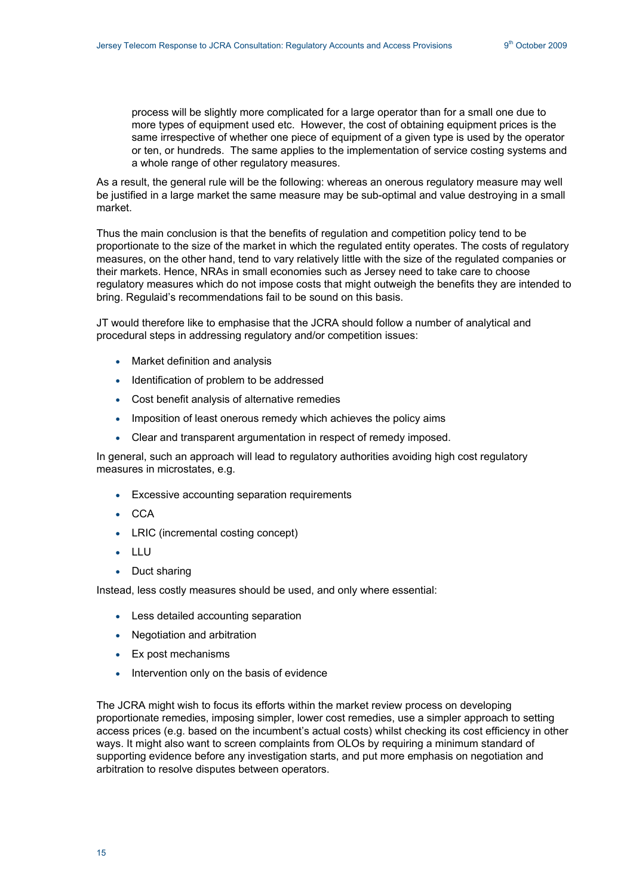process will be slightly more complicated for a large operator than for a small one due to more types of equipment used etc. However, the cost of obtaining equipment prices is the same irrespective of whether one piece of equipment of a given type is used by the operator or ten, or hundreds. The same applies to the implementation of service costing systems and a whole range of other regulatory measures.

As a result, the general rule will be the following: whereas an onerous regulatory measure may well be justified in a large market the same measure may be sub-optimal and value destroying in a small market.

Thus the main conclusion is that the benefits of regulation and competition policy tend to be proportionate to the size of the market in which the regulated entity operates. The costs of regulatory measures, on the other hand, tend to vary relatively little with the size of the regulated companies or their markets. Hence, NRAs in small economies such as Jersey need to take care to choose regulatory measures which do not impose costs that might outweigh the benefits they are intended to bring. Regulaid's recommendations fail to be sound on this basis.

JT would therefore like to emphasise that the JCRA should follow a number of analytical and procedural steps in addressing regulatory and/or competition issues:

- Market definition and analysis
- Identification of problem to be addressed
- Cost benefit analysis of alternative remedies
- Imposition of least onerous remedy which achieves the policy aims
- Clear and transparent argumentation in respect of remedy imposed.

In general, such an approach will lead to regulatory authorities avoiding high cost regulatory measures in microstates, e.g.

- Excessive accounting separation requirements
- CCA
- LRIC (incremental costing concept)
- LLU
- Duct sharing

Instead, less costly measures should be used, and only where essential:

- Less detailed accounting separation
- Negotiation and arbitration
- Ex post mechanisms
- Intervention only on the basis of evidence

The JCRA might wish to focus its efforts within the market review process on developing proportionate remedies, imposing simpler, lower cost remedies, use a simpler approach to setting access prices (e.g. based on the incumbent's actual costs) whilst checking its cost efficiency in other ways. It might also want to screen complaints from OLOs by requiring a minimum standard of supporting evidence before any investigation starts, and put more emphasis on negotiation and arbitration to resolve disputes between operators.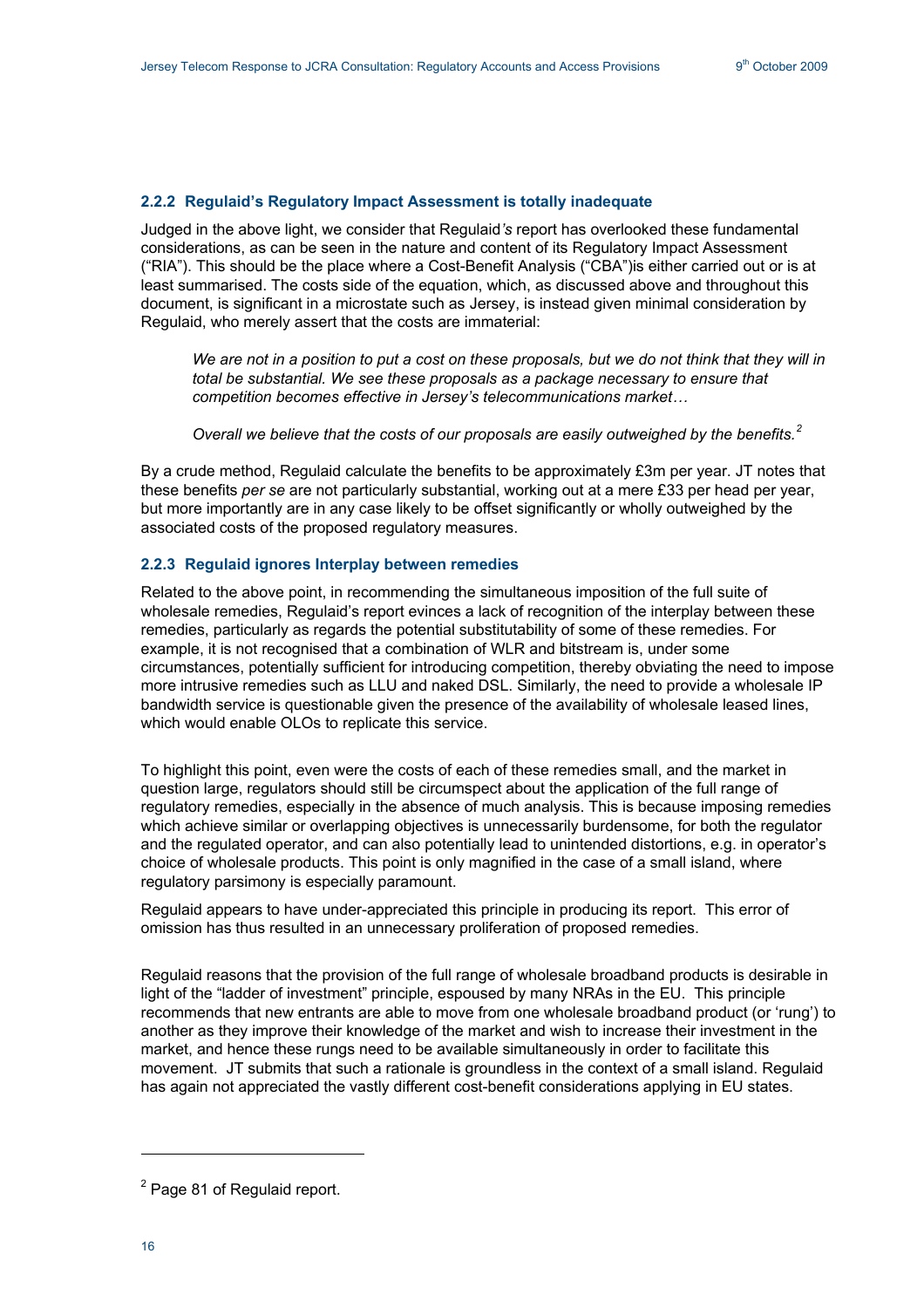### 2.2.2 Regulaid's Regulatory Impact Assessment is totally inadequate

Judged in the above light, we consider that Regulaid*'s* report has overlooked these fundamental considerations, as can be seen in the nature and content of its Regulatory Impact Assessment ("RIA"). This should be the place where a Cost-Benefit Analysis ("CBA")is either carried out or is at least summarised. The costs side of the equation, which, as discussed above and throughout this document, is significant in a microstate such as Jersey, is instead given minimal consideration by Regulaid, who merely assert that the costs are immaterial:

> *We are not in a position to put a cost on these proposals, but we do not think that they will in total be substantial. We see these proposals as a package necessary to ensure that competition becomes effective in Jersey's telecommunications market…*
>
> *Overall we believe that the costs of our proposals are easily outweighed by the benefits.*[2]

By a crude method, Regulaid calculate the benefits to be approximately £3m per year. JT notes that these benefits *per se* are not particularly substantial, working out at a mere £33 per head per year, but more importantly are in any case likely to be offset significantly or wholly outweighed by the associated costs of the proposed regulatory measures.

### 2.2.3 Regulaid ignores Interplay between remedies

Related to the above point, in recommending the simultaneous imposition of the full suite of wholesale remedies, Regulaid's report evinces a lack of recognition of the interplay between these remedies, particularly as regards the potential substitutability of some of these remedies. For example, it is not recognised that a combination of WLR and bitstream is, under some circumstances, potentially sufficient for introducing competition, thereby obviating the need to impose more intrusive remedies such as LLU and naked DSL. Similarly, the need to provide a wholesale IP bandwidth service is questionable given the presence of the availability of wholesale leased lines, which would enable OLOs to replicate this service.

To highlight this point, even were the costs of each of these remedies small, and the market in question large, regulators should still be circumspect about the application of the full range of regulatory remedies, especially in the absence of much analysis. This is because imposing remedies which achieve similar or overlapping objectives is unnecessarily burdensome, for both the regulator and the regulated operator, and can also potentially lead to unintended distortions, e.g. in operator's choice of wholesale products. This point is only magnified in the case of a small island, where regulatory parsimony is especially paramount.

Regulaid appears to have under-appreciated this principle in producing its report. This error of omission has thus resulted in an unnecessary proliferation of proposed remedies.

Regulaid reasons that the provision of the full range of wholesale broadband products is desirable in light of the "ladder of investment" principle, espoused by many NRAs in the EU. This principle recommends that new entrants are able to move from one wholesale broadband product (or 'rung') to another as they improve their knowledge of the market and wish to increase their investment in the market, and hence these rungs need to be available simultaneously in order to facilitate this movement. JT submits that such a rationale is groundless in the context of a small island. Regulaid has again not appreciated the vastly different cost-benefit considerations applying in EU states.

---

[2] Page 81 of Regulaid report.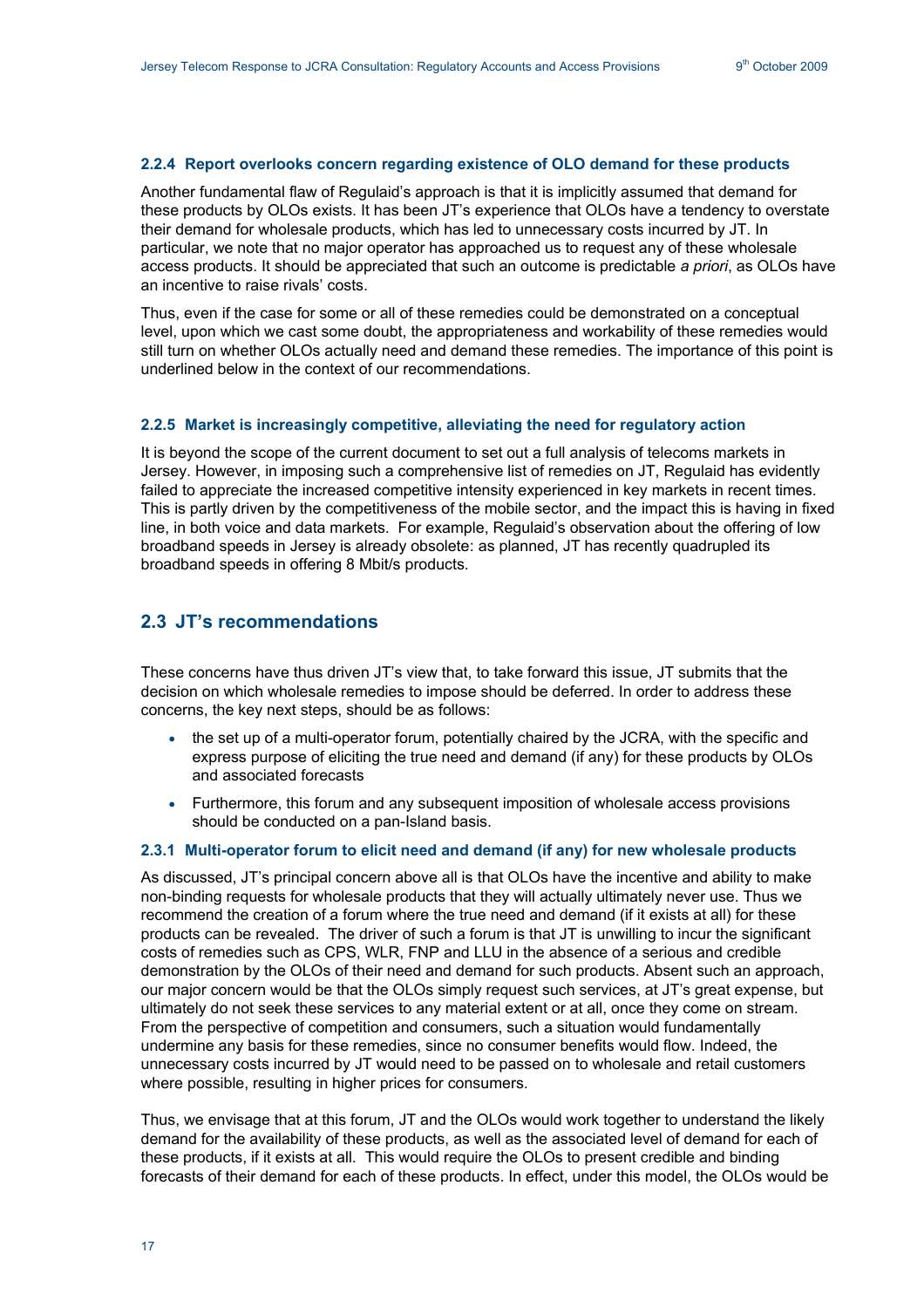#### 2.2.4 Report overlooks concern regarding existence of OLO demand for these products

Another fundamental flaw of Regulaid's approach is that it is implicitly assumed that demand for these products by OLOs exists. It has been JT's experience that OLOs have a tendency to overstate their demand for wholesale products, which has led to unnecessary costs incurred by JT. In particular, we note that no major operator has approached us to request any of these wholesale access products. It should be appreciated that such an outcome is predictable *a priori*, as OLOs have an incentive to raise rivals' costs.

Thus, even if the case for some or all of these remedies could be demonstrated on a conceptual level, upon which we cast some doubt, the appropriateness and workability of these remedies would still turn on whether OLOs actually need and demand these remedies. The importance of this point is underlined below in the context of our recommendations.

#### 2.2.5 Market is increasingly competitive, alleviating the need for regulatory action

It is beyond the scope of the current document to set out a full analysis of telecoms markets in Jersey. However, in imposing such a comprehensive list of remedies on JT, Regulaid has evidently failed to appreciate the increased competitive intensity experienced in key markets in recent times. This is partly driven by the competitiveness of the mobile sector, and the impact this is having in fixed line, in both voice and data markets. For example, Regulaid's observation about the offering of low broadband speeds in Jersey is already obsolete: as planned, JT has recently quadrupled its broadband speeds in offering 8 Mbit/s products.

## 2.3 JT's recommendations

These concerns have thus driven JT's view that, to take forward this issue, JT submits that the decision on which wholesale remedies to impose should be deferred. In order to address these concerns, the key next steps, should be as follows:

- the set up of a multi-operator forum, potentially chaired by the JCRA, with the specific and express purpose of eliciting the true need and demand (if any) for these products by OLOs and associated forecasts
- Furthermore, this forum and any subsequent imposition of wholesale access provisions should be conducted on a pan-Island basis.

### 2.3.1 Multi-operator forum to elicit need and demand (if any) for new wholesale products

As discussed, JT's principal concern above all is that OLOs have the incentive and ability to make non-binding requests for wholesale products that they will actually ultimately never use. Thus we recommend the creation of a forum where the true need and demand (if it exists at all) for these products can be revealed. The driver of such a forum is that JT is unwilling to incur the significant costs of remedies such as CPS, WLR, FNP and LLU in the absence of a serious and credible demonstration by the OLOs of their need and demand for such products. Absent such an approach, our major concern would be that the OLOs simply request such services, at JT's great expense, but ultimately do not seek these services to any material extent or at all, once they come on stream. From the perspective of competition and consumers, such a situation would fundamentally undermine any basis for these remedies, since no consumer benefits would flow. Indeed, the unnecessary costs incurred by JT would need to be passed on to wholesale and retail customers where possible, resulting in higher prices for consumers.

Thus, we envisage that at this forum, JT and the OLOs would work together to understand the likely demand for the availability of these products, as well as the associated level of demand for each of these products, if it exists at all. This would require the OLOs to present credible and binding forecasts of their demand for each of these products. In effect, under this model, the OLOs would be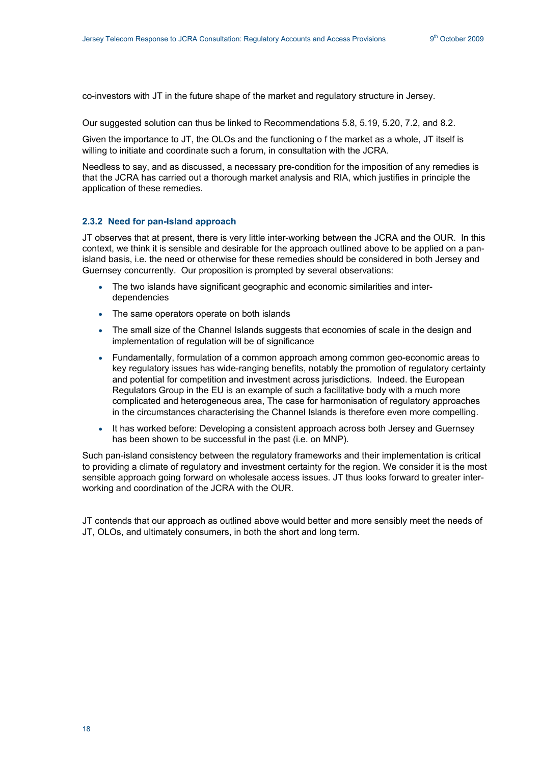co-investors with JT in the future shape of the market and regulatory structure in Jersey.

Our suggested solution can thus be linked to Recommendations 5.8, 5.19, 5.20, 7.2, and 8.2.

Given the importance to JT, the OLOs and the functioning o f the market as a whole, JT itself is willing to initiate and coordinate such a forum, in consultation with the JCRA.

Needless to say, and as discussed, a necessary pre-condition for the imposition of any remedies is that the JCRA has carried out a thorough market analysis and RIA, which justifies in principle the application of these remedies.

### 2.3.2 Need for pan-Island approach

JT observes that at present, there is very little inter-working between the JCRA and the OUR. In this context, we think it is sensible and desirable for the approach outlined above to be applied on a pan-island basis, i.e. the need or otherwise for these remedies should be considered in both Jersey and Guernsey concurrently. Our proposition is prompted by several observations:

- The two islands have significant geographic and economic similarities and inter-dependencies
- The same operators operate on both islands
- The small size of the Channel Islands suggests that economies of scale in the design and implementation of regulation will be of significance
- Fundamentally, formulation of a common approach among common geo-economic areas to key regulatory issues has wide-ranging benefits, notably the promotion of regulatory certainty and potential for competition and investment across jurisdictions. Indeed. the European Regulators Group in the EU is an example of such a facilitative body with a much more complicated and heterogeneous area, The case for harmonisation of regulatory approaches in the circumstances characterising the Channel Islands is therefore even more compelling.
- It has worked before: Developing a consistent approach across both Jersey and Guernsey has been shown to be successful in the past (i.e. on MNP).

Such pan-island consistency between the regulatory frameworks and their implementation is critical to providing a climate of regulatory and investment certainty for the region. We consider it is the most sensible approach going forward on wholesale access issues. JT thus looks forward to greater inter-working and coordination of the JCRA with the OUR.

JT contends that our approach as outlined above would better and more sensibly meet the needs of JT, OLOs, and ultimately consumers, in both the short and long term.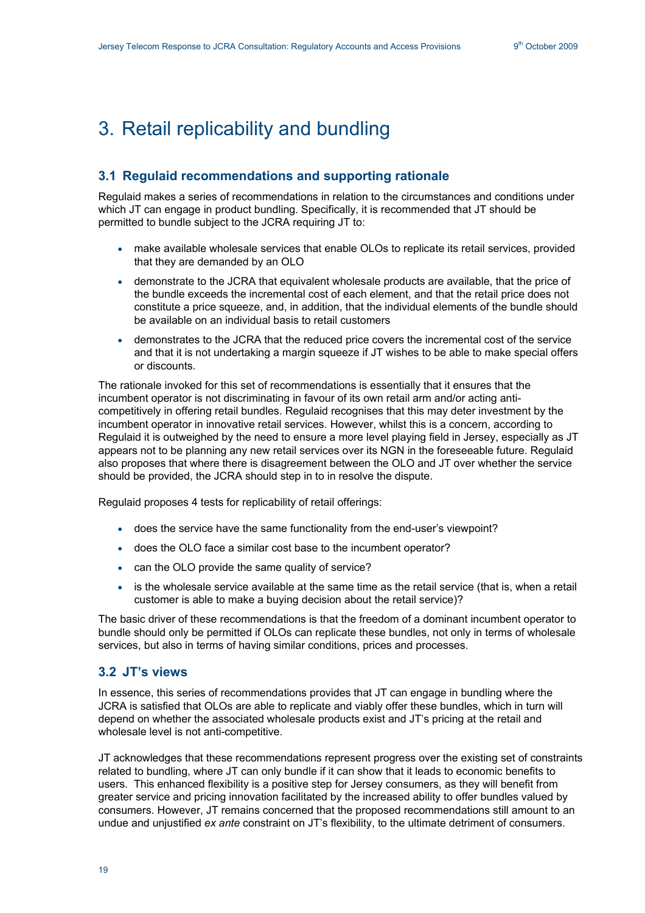# 3. Retail replicability and bundling

## 3.1 Regulaid recommendations and supporting rationale

Regulaid makes a series of recommendations in relation to the circumstances and conditions under which JT can engage in product bundling. Specifically, it is recommended that JT should be permitted to bundle subject to the JCRA requiring JT to:

- make available wholesale services that enable OLOs to replicate its retail services, provided that they are demanded by an OLO
- demonstrate to the JCRA that equivalent wholesale products are available, that the price of the bundle exceeds the incremental cost of each element, and that the retail price does not constitute a price squeeze, and, in addition, that the individual elements of the bundle should be available on an individual basis to retail customers
- demonstrates to the JCRA that the reduced price covers the incremental cost of the service and that it is not undertaking a margin squeeze if JT wishes to be able to make special offers or discounts.

The rationale invoked for this set of recommendations is essentially that it ensures that the incumbent operator is not discriminating in favour of its own retail arm and/or acting anti-competitively in offering retail bundles. Regulaid recognises that this may deter investment by the incumbent operator in innovative retail services. However, whilst this is a concern, according to Regulaid it is outweighed by the need to ensure a more level playing field in Jersey, especially as JT appears not to be planning any new retail services over its NGN in the foreseeable future. Regulaid also proposes that where there is disagreement between the OLO and JT over whether the service should be provided, the JCRA should step in to in resolve the dispute.

Regulaid proposes 4 tests for replicability of retail offerings:

- does the service have the same functionality from the end-user's viewpoint?
- does the OLO face a similar cost base to the incumbent operator?
- can the OLO provide the same quality of service?
- is the wholesale service available at the same time as the retail service (that is, when a retail customer is able to make a buying decision about the retail service)?

The basic driver of these recommendations is that the freedom of a dominant incumbent operator to bundle should only be permitted if OLOs can replicate these bundles, not only in terms of wholesale services, but also in terms of having similar conditions, prices and processes.

## 3.2 JT's views

In essence, this series of recommendations provides that JT can engage in bundling where the JCRA is satisfied that OLOs are able to replicate and viably offer these bundles, which in turn will depend on whether the associated wholesale products exist and JT's pricing at the retail and wholesale level is not anti-competitive.

JT acknowledges that these recommendations represent progress over the existing set of constraints related to bundling, where JT can only bundle if it can show that it leads to economic benefits to users. This enhanced flexibility is a positive step for Jersey consumers, as they will benefit from greater service and pricing innovation facilitated by the increased ability to offer bundles valued by consumers. However, JT remains concerned that the proposed recommendations still amount to an undue and unjustified *ex ante* constraint on JT's flexibility, to the ultimate detriment of consumers.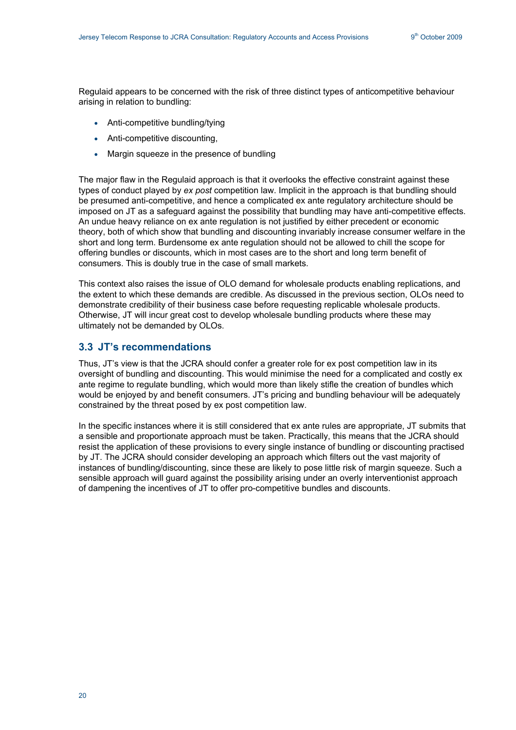Regulaid appears to be concerned with the risk of three distinct types of anticompetitive behaviour arising in relation to bundling:

- Anti-competitive bundling/tying
- Anti-competitive discounting,
- Margin squeeze in the presence of bundling

The major flaw in the Regulaid approach is that it overlooks the effective constraint against these types of conduct played by *ex post* competition law. Implicit in the approach is that bundling should be presumed anti-competitive, and hence a complicated ex ante regulatory architecture should be imposed on JT as a safeguard against the possibility that bundling may have anti-competitive effects. An undue heavy reliance on ex ante regulation is not justified by either precedent or economic theory, both of which show that bundling and discounting invariably increase consumer welfare in the short and long term. Burdensome ex ante regulation should not be allowed to chill the scope for offering bundles or discounts, which in most cases are to the short and long term benefit of consumers. This is doubly true in the case of small markets.

This context also raises the issue of OLO demand for wholesale products enabling replications, and the extent to which these demands are credible. As discussed in the previous section, OLOs need to demonstrate credibility of their business case before requesting replicable wholesale products. Otherwise, JT will incur great cost to develop wholesale bundling products where these may ultimately not be demanded by OLOs.

## 3.3 JT's recommendations

Thus, JT's view is that the JCRA should confer a greater role for ex post competition law in its oversight of bundling and discounting. This would minimise the need for a complicated and costly ex ante regime to regulate bundling, which would more than likely stifle the creation of bundles which would be enjoyed by and benefit consumers. JT's pricing and bundling behaviour will be adequately constrained by the threat posed by ex post competition law.

In the specific instances where it is still considered that ex ante rules are appropriate, JT submits that a sensible and proportionate approach must be taken. Practically, this means that the JCRA should resist the application of these provisions to every single instance of bundling or discounting practised by JT. The JCRA should consider developing an approach which filters out the vast majority of instances of bundling/discounting, since these are likely to pose little risk of margin squeeze. Such a sensible approach will guard against the possibility arising under an overly interventionist approach of dampening the incentives of JT to offer pro-competitive bundles and discounts.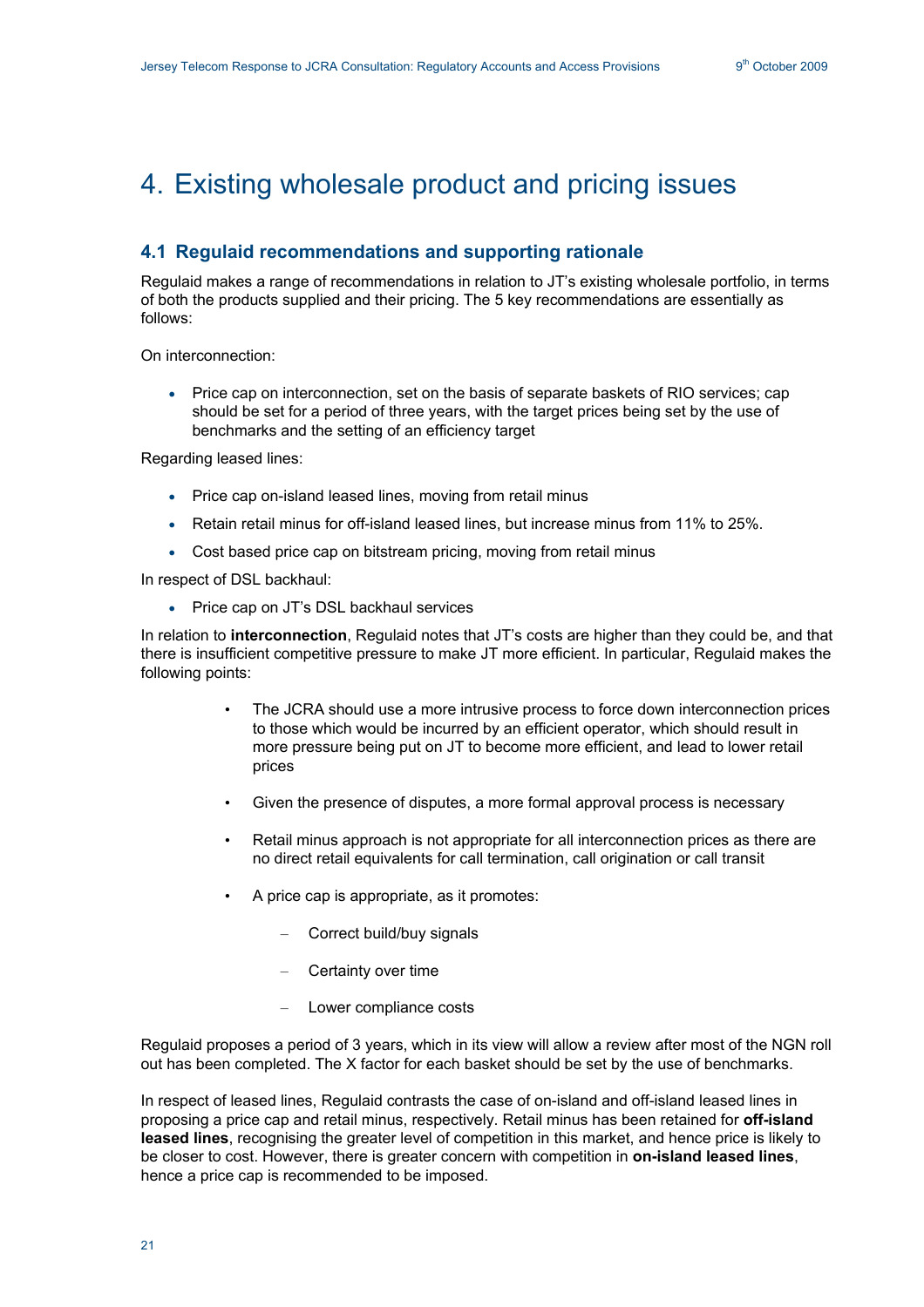# 4. Existing wholesale product and pricing issues

## 4.1 Regulaid recommendations and supporting rationale

Regulaid makes a range of recommendations in relation to JT's existing wholesale portfolio, in terms of both the products supplied and their pricing. The 5 key recommendations are essentially as follows:

On interconnection:

- Price cap on interconnection, set on the basis of separate baskets of RIO services; cap should be set for a period of three years, with the target prices being set by the use of benchmarks and the setting of an efficiency target

Regarding leased lines:

- Price cap on-island leased lines, moving from retail minus
- Retain retail minus for off-island leased lines, but increase minus from 11% to 25%.
- Cost based price cap on bitstream pricing, moving from retail minus

In respect of DSL backhaul:

- Price cap on JT's DSL backhaul services

In relation to **interconnection**, Regulaid notes that JT's costs are higher than they could be, and that there is insufficient competitive pressure to make JT more efficient. In particular, Regulaid makes the following points:

- The JCRA should use a more intrusive process to force down interconnection prices to those which would be incurred by an efficient operator, which should result in more pressure being put on JT to become more efficient, and lead to lower retail prices
- Given the presence of disputes, a more formal approval process is necessary
- Retail minus approach is not appropriate for all interconnection prices as there are no direct retail equivalents for call termination, call origination or call transit
- A price cap is appropriate, as it promotes:
  - Correct build/buy signals
  - Certainty over time
  - Lower compliance costs

Regulaid proposes a period of 3 years, which in its view will allow a review after most of the NGN roll out has been completed. The X factor for each basket should be set by the use of benchmarks.

In respect of leased lines, Regulaid contrasts the case of on-island and off-island leased lines in proposing a price cap and retail minus, respectively. Retail minus has been retained for **off-island leased lines**, recognising the greater level of competition in this market, and hence price is likely to be closer to cost. However, there is greater concern with competition in **on-island leased lines**, hence a price cap is recommended to be imposed.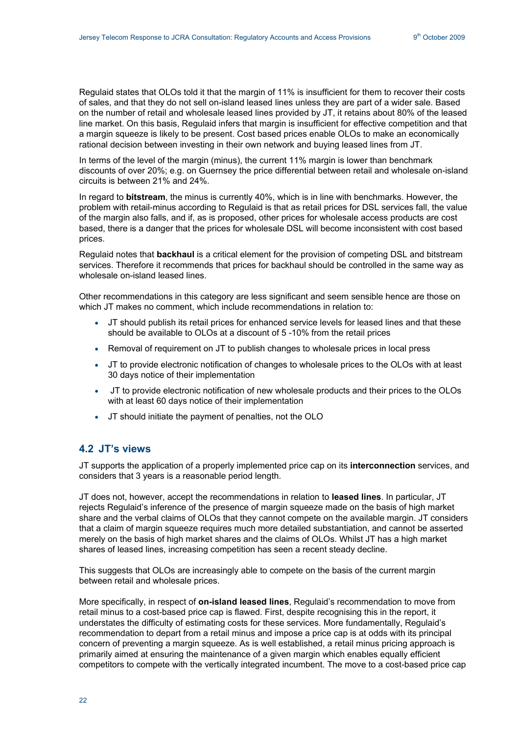Regulaid states that OLOs told it that the margin of 11% is insufficient for them to recover their costs of sales, and that they do not sell on-island leased lines unless they are part of a wider sale. Based on the number of retail and wholesale leased lines provided by JT, it retains about 80% of the leased line market. On this basis, Regulaid infers that margin is insufficient for effective competition and that a margin squeeze is likely to be present. Cost based prices enable OLOs to make an economically rational decision between investing in their own network and buying leased lines from JT.

In terms of the level of the margin (minus), the current 11% margin is lower than benchmark discounts of over 20%; e.g. on Guernsey the price differential between retail and wholesale on-island circuits is between 21% and 24%.

In regard to **bitstream**, the minus is currently 40%, which is in line with benchmarks. However, the problem with retail-minus according to Regulaid is that as retail prices for DSL services fall, the value of the margin also falls, and if, as is proposed, other prices for wholesale access products are cost based, there is a danger that the prices for wholesale DSL will become inconsistent with cost based prices.

Regulaid notes that **backhaul** is a critical element for the provision of competing DSL and bitstream services. Therefore it recommends that prices for backhaul should be controlled in the same way as wholesale on-island leased lines.

Other recommendations in this category are less significant and seem sensible hence are those on which JT makes no comment, which include recommendations in relation to:

- JT should publish its retail prices for enhanced service levels for leased lines and that these should be available to OLOs at a discount of 5 -10% from the retail prices
- Removal of requirement on JT to publish changes to wholesale prices in local press
- JT to provide electronic notification of changes to wholesale prices to the OLOs with at least 30 days notice of their implementation
- JT to provide electronic notification of new wholesale products and their prices to the OLOs with at least 60 days notice of their implementation
- JT should initiate the payment of penalties, not the OLO

## 4.2 JT's views

JT supports the application of a properly implemented price cap on its **interconnection** services, and considers that 3 years is a reasonable period length.

JT does not, however, accept the recommendations in relation to **leased lines**. In particular, JT rejects Regulaid's inference of the presence of margin squeeze made on the basis of high market share and the verbal claims of OLOs that they cannot compete on the available margin. JT considers that a claim of margin squeeze requires much more detailed substantiation, and cannot be asserted merely on the basis of high market shares and the claims of OLOs. Whilst JT has a high market shares of leased lines, increasing competition has seen a recent steady decline.

This suggests that OLOs are increasingly able to compete on the basis of the current margin between retail and wholesale prices.

More specifically, in respect of **on-island leased lines**, Regulaid's recommendation to move from retail minus to a cost-based price cap is flawed. First, despite recognising this in the report, it understates the difficulty of estimating costs for these services. More fundamentally, Regulaid's recommendation to depart from a retail minus and impose a price cap is at odds with its principal concern of preventing a margin squeeze. As is well established, a retail minus pricing approach is primarily aimed at ensuring the maintenance of a given margin which enables equally efficient competitors to compete with the vertically integrated incumbent. The move to a cost-based price cap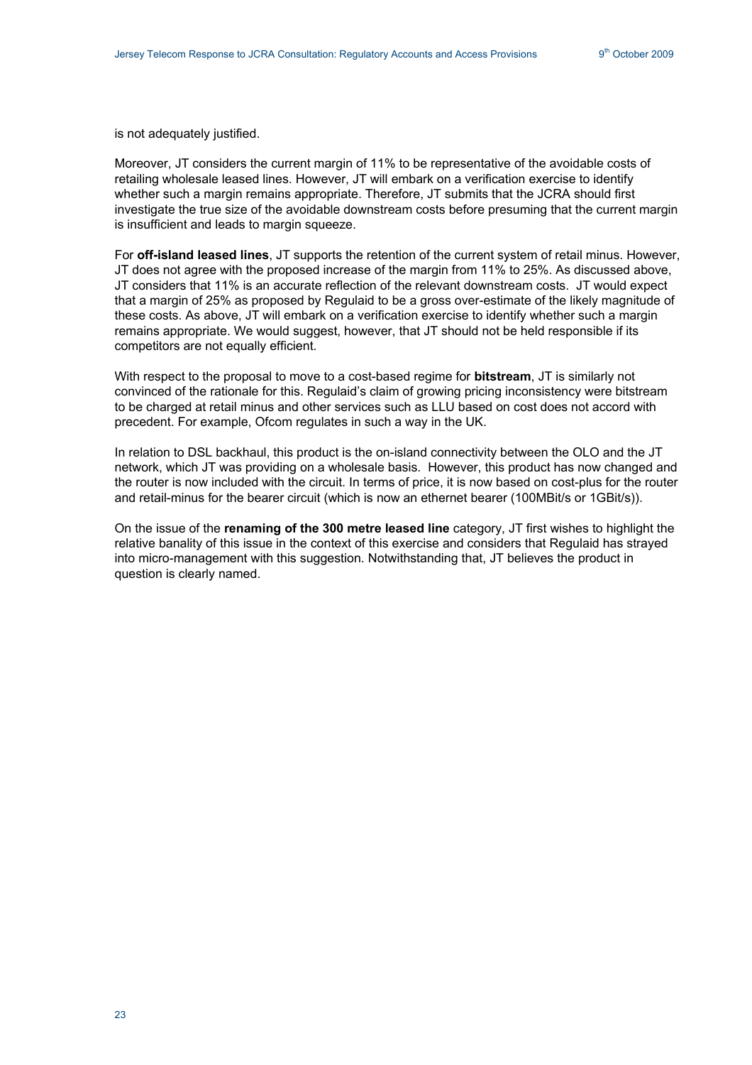is not adequately justified.

Moreover, JT considers the current margin of 11% to be representative of the avoidable costs of retailing wholesale leased lines. However, JT will embark on a verification exercise to identify whether such a margin remains appropriate. Therefore, JT submits that the JCRA should first investigate the true size of the avoidable downstream costs before presuming that the current margin is insufficient and leads to margin squeeze.

For **off-island leased lines**, JT supports the retention of the current system of retail minus. However, JT does not agree with the proposed increase of the margin from 11% to 25%. As discussed above, JT considers that 11% is an accurate reflection of the relevant downstream costs. JT would expect that a margin of 25% as proposed by Regulaid to be a gross over-estimate of the likely magnitude of these costs. As above, JT will embark on a verification exercise to identify whether such a margin remains appropriate. We would suggest, however, that JT should not be held responsible if its competitors are not equally efficient.

With respect to the proposal to move to a cost-based regime for **bitstream**, JT is similarly not convinced of the rationale for this. Regulaid's claim of growing pricing inconsistency were bitstream to be charged at retail minus and other services such as LLU based on cost does not accord with precedent. For example, Ofcom regulates in such a way in the UK.

In relation to DSL backhaul, this product is the on-island connectivity between the OLO and the JT network, which JT was providing on a wholesale basis. However, this product has now changed and the router is now included with the circuit. In terms of price, it is now based on cost-plus for the router and retail-minus for the bearer circuit (which is now an ethernet bearer (100MBit/s or 1GBit/s)).

On the issue of the **renaming of the 300 metre leased line** category, JT first wishes to highlight the relative banality of this issue in the context of this exercise and considers that Regulaid has strayed into micro-management with this suggestion. Notwithstanding that, JT believes the product in question is clearly named.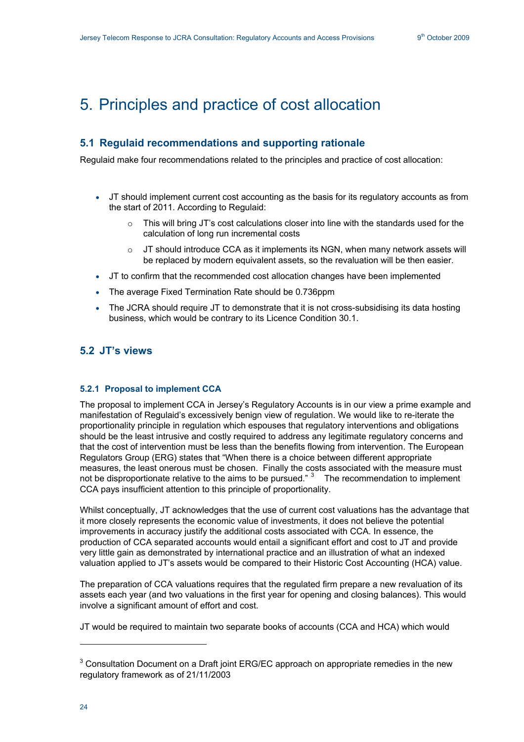# 5. Principles and practice of cost allocation

## 5.1 Regulaid recommendations and supporting rationale

Regulaid make four recommendations related to the principles and practice of cost allocation:

- JT should implement current cost accounting as the basis for its regulatory accounts as from the start of 2011. According to Regulaid:
    - This will bring JT's cost calculations closer into line with the standards used for the calculation of long run incremental costs
    - JT should introduce CCA as it implements its NGN, when many network assets will be replaced by modern equivalent assets, so the revaluation will be then easier.
- JT to confirm that the recommended cost allocation changes have been implemented
- The average Fixed Termination Rate should be 0.736ppm
- The JCRA should require JT to demonstrate that it is not cross-subsidising its data hosting business, which would be contrary to its Licence Condition 30.1.

## 5.2 JT's views

### 5.2.1 Proposal to implement CCA

The proposal to implement CCA in Jersey's Regulatory Accounts is in our view a prime example and manifestation of Regulaid's excessively benign view of regulation. We would like to re-iterate the proportionality principle in regulation which espouses that regulatory interventions and obligations should be the least intrusive and costly required to address any legitimate regulatory concerns and that the cost of intervention must be less than the benefits flowing from intervention. The European Regulators Group (ERG) states that "When there is a choice between different appropriate measures, the least onerous must be chosen. Finally the costs associated with the measure must not be disproportionate relative to the aims to be pursued." [3] The recommendation to implement CCA pays insufficient attention to this principle of proportionality.

Whilst conceptually, JT acknowledges that the use of current cost valuations has the advantage that it more closely represents the economic value of investments, it does not believe the potential improvements in accuracy justify the additional costs associated with CCA. In essence, the production of CCA separated accounts would entail a significant effort and cost to JT and provide very little gain as demonstrated by international practice and an illustration of what an indexed valuation applied to JT's assets would be compared to their Historic Cost Accounting (HCA) value.

The preparation of CCA valuations requires that the regulated firm prepare a new revaluation of its assets each year (and two valuations in the first year for opening and closing balances). This would involve a significant amount of effort and cost.

JT would be required to maintain two separate books of accounts (CCA and HCA) which would

---

[3] Consultation Document on a Draft joint ERG/EC approach on appropriate remedies in the new regulatory framework as of 21/11/2003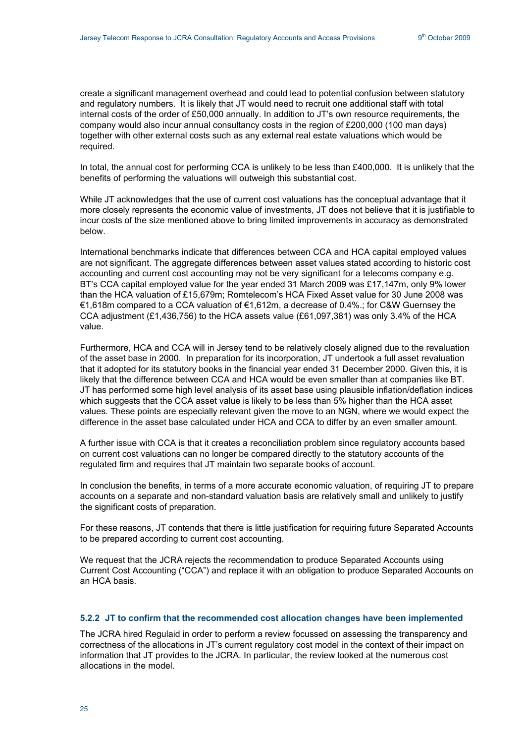create a significant management overhead and could lead to potential confusion between statutory and regulatory numbers. It is likely that JT would need to recruit one additional staff with total internal costs of the order of £50,000 annually. In addition to JT's own resource requirements, the company would also incur annual consultancy costs in the region of £200,000 (100 man days) together with other external costs such as any external real estate valuations which would be required.

In total, the annual cost for performing CCA is unlikely to be less than £400,000. It is unlikely that the benefits of performing the valuations will outweigh this substantial cost.

While JT acknowledges that the use of current cost valuations has the conceptual advantage that it more closely represents the economic value of investments, JT does not believe that it is justifiable to incur costs of the size mentioned above to bring limited improvements in accuracy as demonstrated below.

International benchmarks indicate that differences between CCA and HCA capital employed values are not significant. The aggregate differences between asset values stated according to historic cost accounting and current cost accounting may not be very significant for a telecoms company e.g. BT's CCA capital employed value for the year ended 31 March 2009 was £17,147m, only 9% lower than the HCA valuation of £15,679m; Romtelecom's HCA Fixed Asset value for 30 June 2008 was €1,618m compared to a CCA valuation of €1,612m, a decrease of 0.4%.; for C&W Guernsey the CCA adjustment (£1,436,756) to the HCA assets value (£61,097,381) was only 3.4% of the HCA value.

Furthermore, HCA and CCA will in Jersey tend to be relatively closely aligned due to the revaluation of the asset base in 2000. In preparation for its incorporation, JT undertook a full asset revaluation that it adopted for its statutory books in the financial year ended 31 December 2000. Given this, it is likely that the difference between CCA and HCA would be even smaller than at companies like BT. JT has performed some high level analysis of its asset base using plausible inflation/deflation indices which suggests that the CCA asset value is likely to be less than 5% higher than the HCA asset values. These points are especially relevant given the move to an NGN, where we would expect the difference in the asset base calculated under HCA and CCA to differ by an even smaller amount.

A further issue with CCA is that it creates a reconciliation problem since regulatory accounts based on current cost valuations can no longer be compared directly to the statutory accounts of the regulated firm and requires that JT maintain two separate books of account.

In conclusion the benefits, in terms of a more accurate economic valuation, of requiring JT to prepare accounts on a separate and non-standard valuation basis are relatively small and unlikely to justify the significant costs of preparation.

For these reasons, JT contends that there is little justification for requiring future Separated Accounts to be prepared according to current cost accounting.

We request that the JCRA rejects the recommendation to produce Separated Accounts using Current Cost Accounting ("CCA") and replace it with an obligation to produce Separated Accounts on an HCA basis.

### 5.2.2 JT to confirm that the recommended cost allocation changes have been implemented

The JCRA hired Regulaid in order to perform a review focussed on assessing the transparency and correctness of the allocations in JT's current regulatory cost model in the context of their impact on information that JT provides to the JCRA. In particular, the review looked at the numerous cost allocations in the model.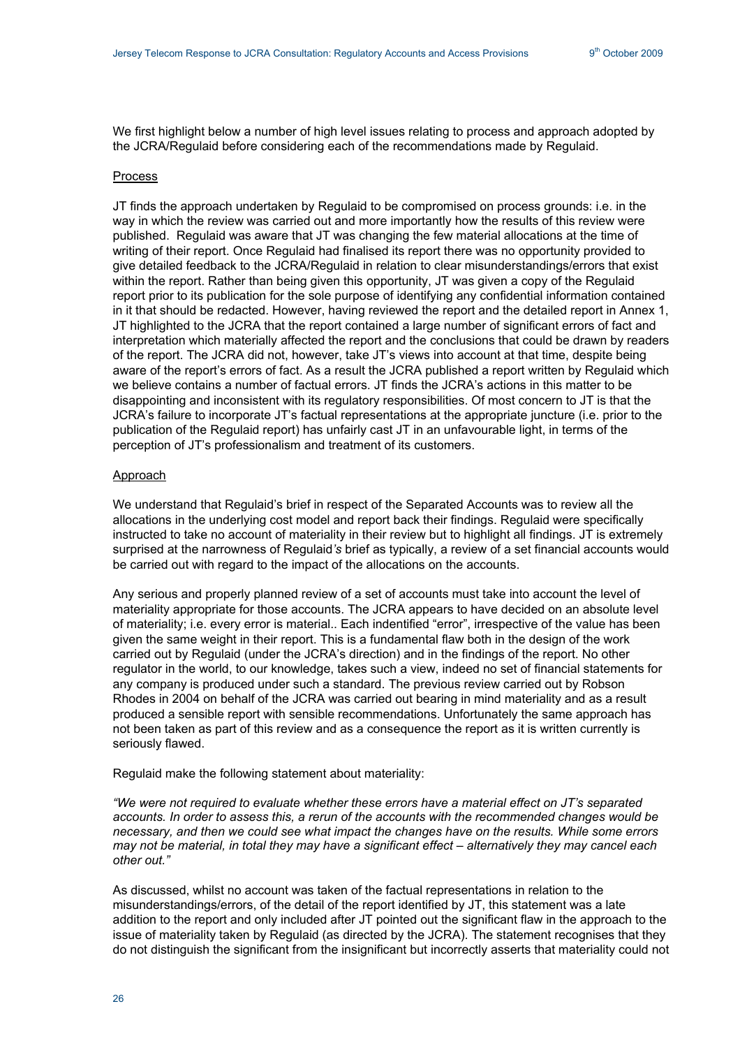We first highlight below a number of high level issues relating to process and approach adopted by the JCRA/Regulaid before considering each of the recommendations made by Regulaid.

Process

JT finds the approach undertaken by Regulaid to be compromised on process grounds: i.e. in the way in which the review was carried out and more importantly how the results of this review were published. Regulaid was aware that JT was changing the few material allocations at the time of writing of their report. Once Regulaid had finalised its report there was no opportunity provided to give detailed feedback to the JCRA/Regulaid in relation to clear misunderstandings/errors that exist within the report. Rather than being given this opportunity, JT was given a copy of the Regulaid report prior to its publication for the sole purpose of identifying any confidential information contained in it that should be redacted. However, having reviewed the report and the detailed report in Annex 1, JT highlighted to the JCRA that the report contained a large number of significant errors of fact and interpretation which materially affected the report and the conclusions that could be drawn by readers of the report. The JCRA did not, however, take JT's views into account at that time, despite being aware of the report's errors of fact. As a result the JCRA published a report written by Regulaid which we believe contains a number of factual errors. JT finds the JCRA's actions in this matter to be disappointing and inconsistent with its regulatory responsibilities. Of most concern to JT is that the JCRA's failure to incorporate JT's factual representations at the appropriate juncture (i.e. prior to the publication of the Regulaid report) has unfairly cast JT in an unfavourable light, in terms of the perception of JT's professionalism and treatment of its customers.

Approach

We understand that Regulaid's brief in respect of the Separated Accounts was to review all the allocations in the underlying cost model and report back their findings. Regulaid were specifically instructed to take no account of materiality in their review but to highlight all findings. JT is extremely surprised at the narrowness of Regulaid*'s* brief as typically, a review of a set financial accounts would be carried out with regard to the impact of the allocations on the accounts.

Any serious and properly planned review of a set of accounts must take into account the level of materiality appropriate for those accounts. The JCRA appears to have decided on an absolute level of materiality; i.e. every error is material.. Each indentified "error", irrespective of the value has been given the same weight in their report. This is a fundamental flaw both in the design of the work carried out by Regulaid (under the JCRA's direction) and in the findings of the report. No other regulator in the world, to our knowledge, takes such a view, indeed no set of financial statements for any company is produced under such a standard. The previous review carried out by Robson Rhodes in 2004 on behalf of the JCRA was carried out bearing in mind materiality and as a result produced a sensible report with sensible recommendations. Unfortunately the same approach has not been taken as part of this review and as a consequence the report as it is written currently is seriously flawed.

Regulaid make the following statement about materiality:

*"We were not required to evaluate whether these errors have a material effect on JT's separated accounts. In order to assess this, a rerun of the accounts with the recommended changes would be necessary, and then we could see what impact the changes have on the results. While some errors may not be material, in total they may have a significant effect – alternatively they may cancel each other out."*

As discussed, whilst no account was taken of the factual representations in relation to the misunderstandings/errors, of the detail of the report identified by JT, this statement was a late addition to the report and only included after JT pointed out the significant flaw in the approach to the issue of materiality taken by Regulaid (as directed by the JCRA). The statement recognises that they do not distinguish the significant from the insignificant but incorrectly asserts that materiality could not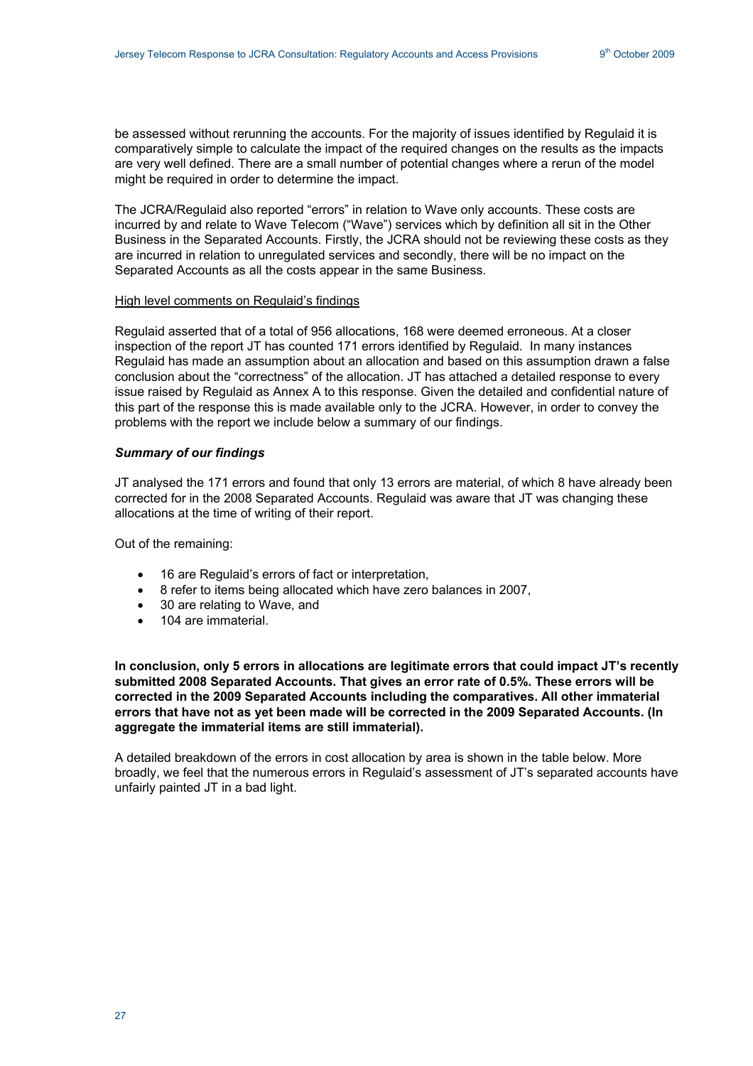be assessed without rerunning the accounts. For the majority of issues identified by Regulaid it is comparatively simple to calculate the impact of the required changes on the results as the impacts are very well defined. There are a small number of potential changes where a rerun of the model might be required in order to determine the impact.

The JCRA/Regulaid also reported "errors" in relation to Wave only accounts. These costs are incurred by and relate to Wave Telecom ("Wave") services which by definition all sit in the Other Business in the Separated Accounts. Firstly, the JCRA should not be reviewing these costs as they are incurred in relation to unregulated services and secondly, there will be no impact on the Separated Accounts as all the costs appear in the same Business.

<u>High level comments on Regulaid's findings</u>

Regulaid asserted that of a total of 956 allocations, 168 were deemed erroneous. At a closer inspection of the report JT has counted 171 errors identified by Regulaid. In many instances Regulaid has made an assumption about an allocation and based on this assumption drawn a false conclusion about the "correctness" of the allocation. JT has attached a detailed response to every issue raised by Regulaid as Annex A to this response. Given the detailed and confidential nature of this part of the response this is made available only to the JCRA. However, in order to convey the problems with the report we include below a summary of our findings.

***Summary of our findings***

JT analysed the 171 errors and found that only 13 errors are material, of which 8 have already been corrected for in the 2008 Separated Accounts. Regulaid was aware that JT was changing these allocations at the time of writing of their report.

Out of the remaining:

- 16 are Regulaid's errors of fact or interpretation,
- 8 refer to items being allocated which have zero balances in 2007,
- 30 are relating to Wave, and
- 104 are immaterial.

**In conclusion, only 5 errors in allocations are legitimate errors that could impact JT's recently submitted 2008 Separated Accounts. That gives an error rate of 0.5%. These errors will be corrected in the 2009 Separated Accounts including the comparatives. All other immaterial errors that have not as yet been made will be corrected in the 2009 Separated Accounts. (In aggregate the immaterial items are still immaterial).**

A detailed breakdown of the errors in cost allocation by area is shown in the table below. More broadly, we feel that the numerous errors in Regulaid's assessment of JT's separated accounts have unfairly painted JT in a bad light.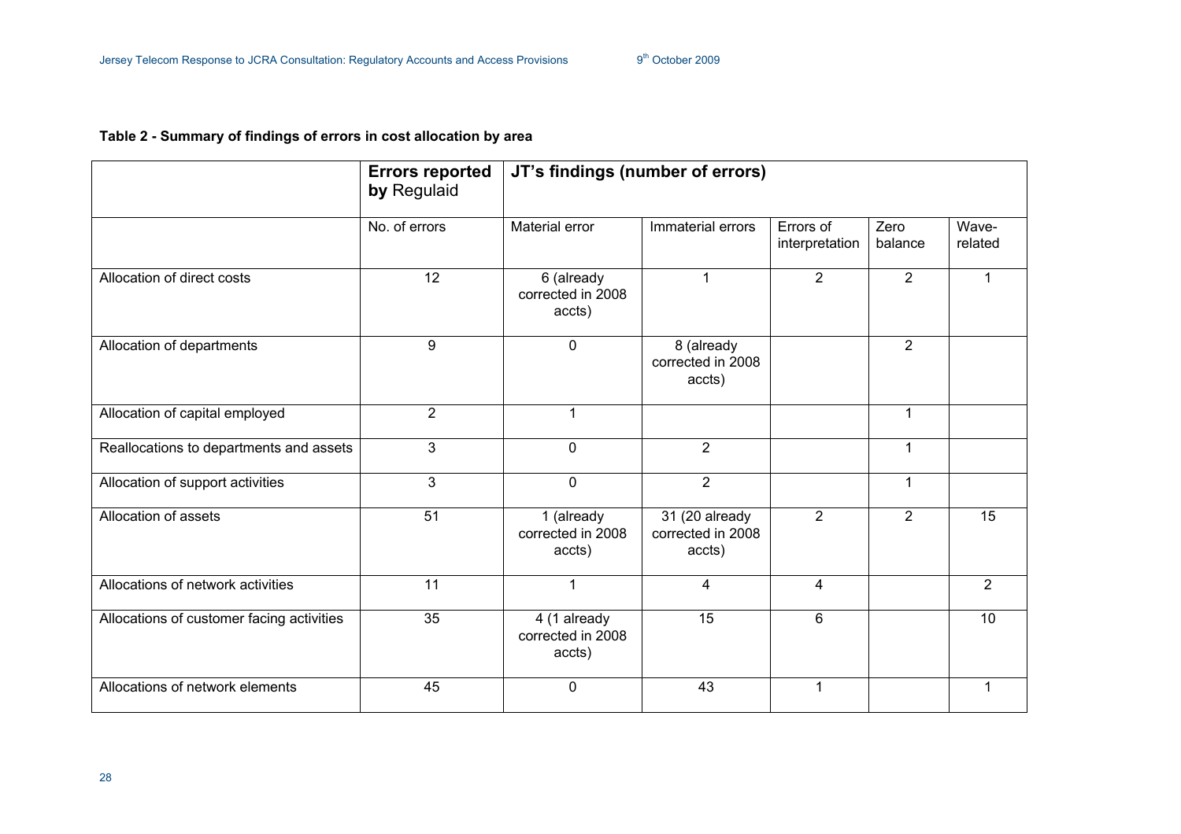**Table 2 - Summary of findings of errors in cost allocation by area**

| | **Errors reported by** Regulaid | **JT's findings (number of errors)** | | | | |
|---|---|---|---|---|---|---|
| | No. of errors | Material error | Immaterial errors | Errors of interpretation | Zero balance | Wave-related |
| Allocation of direct costs | 12 | 6 (already corrected in 2008 accts) | 1 | 2 | 2 | 1 |
| Allocation of departments | 9 | 0 | 8 (already corrected in 2008 accts) | | 2 | |
| Allocation of capital employed | 2 | 1 | | | 1 | |
| Reallocations to departments and assets | 3 | 0 | 2 | | 1 | |
| Allocation of support activities | 3 | 0 | 2 | | 1 | |
| Allocation of assets | 51 | 1 (already corrected in 2008 accts) | 31 (20 already corrected in 2008 accts) | 2 | 2 | 15 |
| Allocations of network activities | 11 | 1 | 4 | 4 | | 2 |
| Allocations of customer facing activities | 35 | 4 (1 already corrected in 2008 accts) | 15 | 6 | | 10 |
| Allocations of network elements | 45 | 0 | 43 | 1 | | 1 |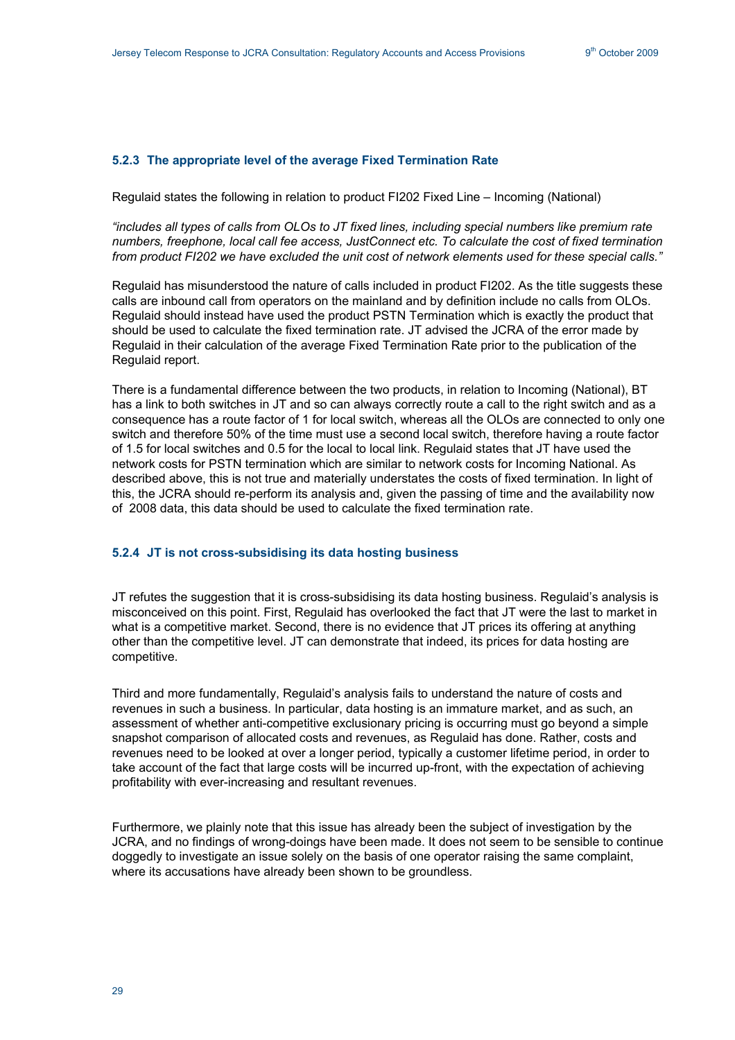#### 5.2.3 The appropriate level of the average Fixed Termination Rate

Regulaid states the following in relation to product FI202 Fixed Line – Incoming (National)

*"includes all types of calls from OLOs to JT fixed lines, including special numbers like premium rate numbers, freephone, local call fee access, JustConnect etc. To calculate the cost of fixed termination from product FI202 we have excluded the unit cost of network elements used for these special calls."*

Regulaid has misunderstood the nature of calls included in product FI202. As the title suggests these calls are inbound call from operators on the mainland and by definition include no calls from OLOs. Regulaid should instead have used the product PSTN Termination which is exactly the product that should be used to calculate the fixed termination rate. JT advised the JCRA of the error made by Regulaid in their calculation of the average Fixed Termination Rate prior to the publication of the Regulaid report.

There is a fundamental difference between the two products, in relation to Incoming (National), BT has a link to both switches in JT and so can always correctly route a call to the right switch and as a consequence has a route factor of 1 for local switch, whereas all the OLOs are connected to only one switch and therefore 50% of the time must use a second local switch, therefore having a route factor of 1.5 for local switches and 0.5 for the local to local link. Regulaid states that JT have used the network costs for PSTN termination which are similar to network costs for Incoming National. As described above, this is not true and materially understates the costs of fixed termination. In light of this, the JCRA should re-perform its analysis and, given the passing of time and the availability now of 2008 data, this data should be used to calculate the fixed termination rate.

#### 5.2.4 JT is not cross-subsidising its data hosting business

JT refutes the suggestion that it is cross-subsidising its data hosting business. Regulaid's analysis is misconceived on this point. First, Regulaid has overlooked the fact that JT were the last to market in what is a competitive market. Second, there is no evidence that JT prices its offering at anything other than the competitive level. JT can demonstrate that indeed, its prices for data hosting are competitive.

Third and more fundamentally, Regulaid's analysis fails to understand the nature of costs and revenues in such a business. In particular, data hosting is an immature market, and as such, an assessment of whether anti-competitive exclusionary pricing is occurring must go beyond a simple snapshot comparison of allocated costs and revenues, as Regulaid has done. Rather, costs and revenues need to be looked at over a longer period, typically a customer lifetime period, in order to take account of the fact that large costs will be incurred up-front, with the expectation of achieving profitability with ever-increasing and resultant revenues.

Furthermore, we plainly note that this issue has already been the subject of investigation by the JCRA, and no findings of wrong-doings have been made. It does not seem to be sensible to continue doggedly to investigate an issue solely on the basis of one operator raising the same complaint, where its accusations have already been shown to be groundless.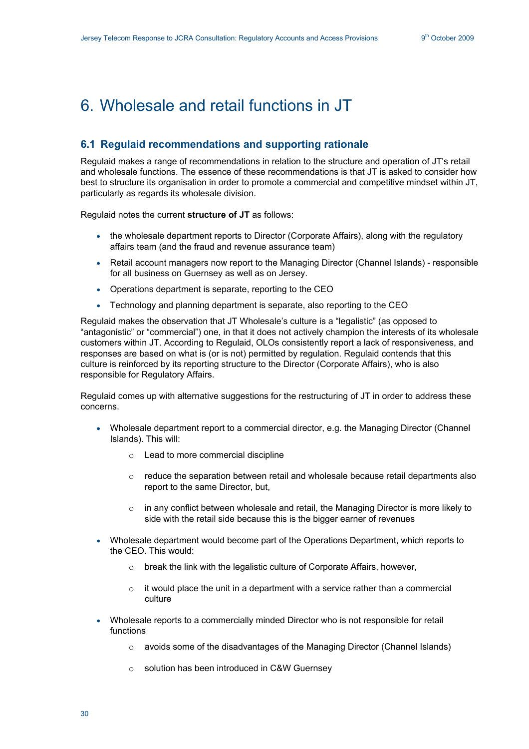# 6. Wholesale and retail functions in JT

## 6.1 Regulaid recommendations and supporting rationale

Regulaid makes a range of recommendations in relation to the structure and operation of JT's retail and wholesale functions. The essence of these recommendations is that JT is asked to consider how best to structure its organisation in order to promote a commercial and competitive mindset within JT, particularly as regards its wholesale division.

Regulaid notes the current **structure of JT** as follows:

- the wholesale department reports to Director (Corporate Affairs), along with the regulatory affairs team (and the fraud and revenue assurance team)
- Retail account managers now report to the Managing Director (Channel Islands) - responsible for all business on Guernsey as well as on Jersey.
- Operations department is separate, reporting to the CEO
- Technology and planning department is separate, also reporting to the CEO

Regulaid makes the observation that JT Wholesale's culture is a "legalistic" (as opposed to "antagonistic" or "commercial") one, in that it does not actively champion the interests of its wholesale customers within JT. According to Regulaid, OLOs consistently report a lack of responsiveness, and responses are based on what is (or is not) permitted by regulation. Regulaid contends that this culture is reinforced by its reporting structure to the Director (Corporate Affairs), who is also responsible for Regulatory Affairs.

Regulaid comes up with alternative suggestions for the restructuring of JT in order to address these concerns.

- Wholesale department report to a commercial director, e.g. the Managing Director (Channel Islands). This will:
  - Lead to more commercial discipline
  - reduce the separation between retail and wholesale because retail departments also report to the same Director, but,
  - in any conflict between wholesale and retail, the Managing Director is more likely to side with the retail side because this is the bigger earner of revenues
- Wholesale department would become part of the Operations Department, which reports to the CEO. This would:
  - break the link with the legalistic culture of Corporate Affairs, however,
  - it would place the unit in a department with a service rather than a commercial culture
- Wholesale reports to a commercially minded Director who is not responsible for retail functions
  - avoids some of the disadvantages of the Managing Director (Channel Islands)
  - solution has been introduced in C&W Guernsey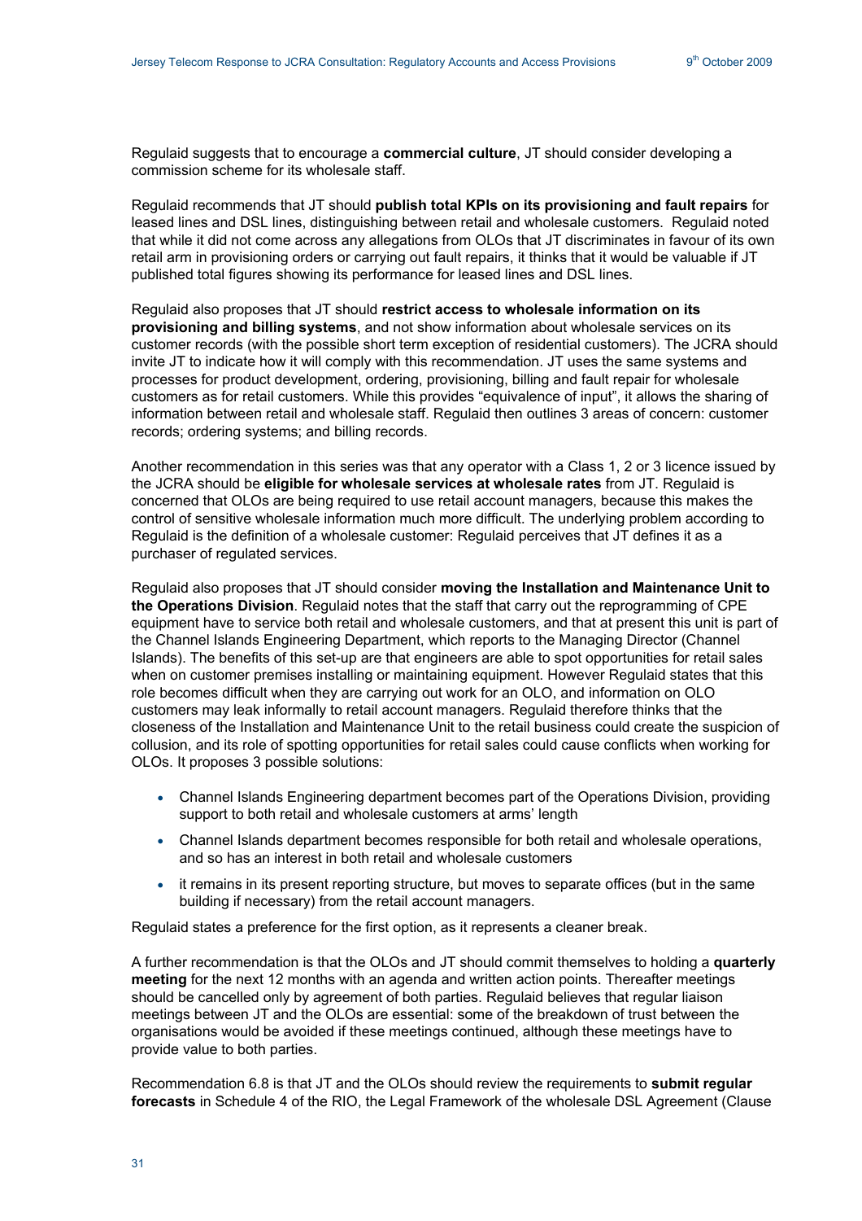Regulaid suggests that to encourage a **commercial culture**, JT should consider developing a commission scheme for its wholesale staff.

Regulaid recommends that JT should **publish total KPIs on its provisioning and fault repairs** for leased lines and DSL lines, distinguishing between retail and wholesale customers. Regulaid noted that while it did not come across any allegations from OLOs that JT discriminates in favour of its own retail arm in provisioning orders or carrying out fault repairs, it thinks that it would be valuable if JT published total figures showing its performance for leased lines and DSL lines.

Regulaid also proposes that JT should **restrict access to wholesale information on its provisioning and billing systems**, and not show information about wholesale services on its customer records (with the possible short term exception of residential customers). The JCRA should invite JT to indicate how it will comply with this recommendation. JT uses the same systems and processes for product development, ordering, provisioning, billing and fault repair for wholesale customers as for retail customers. While this provides "equivalence of input", it allows the sharing of information between retail and wholesale staff. Regulaid then outlines 3 areas of concern: customer records; ordering systems; and billing records.

Another recommendation in this series was that any operator with a Class 1, 2 or 3 licence issued by the JCRA should be **eligible for wholesale services at wholesale rates** from JT. Regulaid is concerned that OLOs are being required to use retail account managers, because this makes the control of sensitive wholesale information much more difficult. The underlying problem according to Regulaid is the definition of a wholesale customer: Regulaid perceives that JT defines it as a purchaser of regulated services.

Regulaid also proposes that JT should consider **moving the Installation and Maintenance Unit to the Operations Division**. Regulaid notes that the staff that carry out the reprogramming of CPE equipment have to service both retail and wholesale customers, and that at present this unit is part of the Channel Islands Engineering Department, which reports to the Managing Director (Channel Islands). The benefits of this set-up are that engineers are able to spot opportunities for retail sales when on customer premises installing or maintaining equipment. However Regulaid states that this role becomes difficult when they are carrying out work for an OLO, and information on OLO customers may leak informally to retail account managers. Regulaid therefore thinks that the closeness of the Installation and Maintenance Unit to the retail business could create the suspicion of collusion, and its role of spotting opportunities for retail sales could cause conflicts when working for OLOs. It proposes 3 possible solutions:

- Channel Islands Engineering department becomes part of the Operations Division, providing support to both retail and wholesale customers at arms' length
- Channel Islands department becomes responsible for both retail and wholesale operations, and so has an interest in both retail and wholesale customers
- it remains in its present reporting structure, but moves to separate offices (but in the same building if necessary) from the retail account managers.

Regulaid states a preference for the first option, as it represents a cleaner break.

A further recommendation is that the OLOs and JT should commit themselves to holding a **quarterly meeting** for the next 12 months with an agenda and written action points. Thereafter meetings should be cancelled only by agreement of both parties. Regulaid believes that regular liaison meetings between JT and the OLOs are essential: some of the breakdown of trust between the organisations would be avoided if these meetings continued, although these meetings have to provide value to both parties.

Recommendation 6.8 is that JT and the OLOs should review the requirements to **submit regular forecasts** in Schedule 4 of the RIO, the Legal Framework of the wholesale DSL Agreement (Clause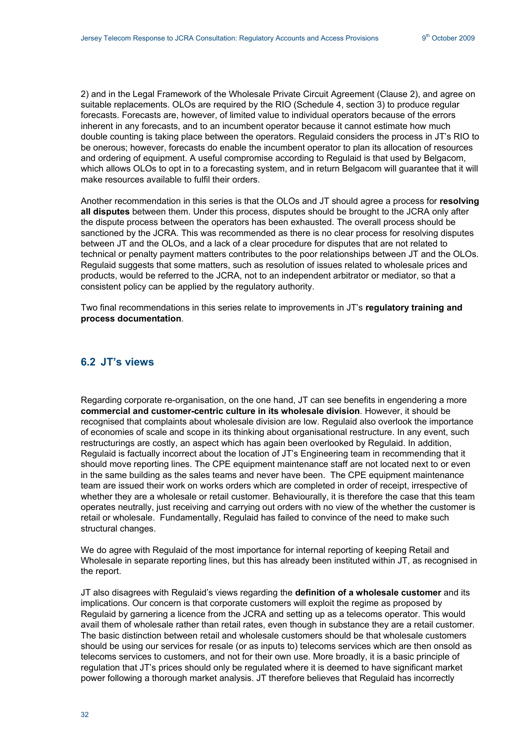2) and in the Legal Framework of the Wholesale Private Circuit Agreement (Clause 2), and agree on suitable replacements. OLOs are required by the RIO (Schedule 4, section 3) to produce regular forecasts. Forecasts are, however, of limited value to individual operators because of the errors inherent in any forecasts, and to an incumbent operator because it cannot estimate how much double counting is taking place between the operators. Regulaid considers the process in JT's RIO to be onerous; however, forecasts do enable the incumbent operator to plan its allocation of resources and ordering of equipment. A useful compromise according to Regulaid is that used by Belgacom, which allows OLOs to opt in to a forecasting system, and in return Belgacom will guarantee that it will make resources available to fulfil their orders.

Another recommendation in this series is that the OLOs and JT should agree a process for **resolving all disputes** between them. Under this process, disputes should be brought to the JCRA only after the dispute process between the operators has been exhausted. The overall process should be sanctioned by the JCRA. This was recommended as there is no clear process for resolving disputes between JT and the OLOs, and a lack of a clear procedure for disputes that are not related to technical or penalty payment matters contributes to the poor relationships between JT and the OLOs. Regulaid suggests that some matters, such as resolution of issues related to wholesale prices and products, would be referred to the JCRA, not to an independent arbitrator or mediator, so that a consistent policy can be applied by the regulatory authority.

Two final recommendations in this series relate to improvements in JT's **regulatory training and process documentation**.

## 6.2 JT's views

Regarding corporate re-organisation, on the one hand, JT can see benefits in engendering a more **commercial and customer-centric culture in its wholesale division**. However, it should be recognised that complaints about wholesale division are low. Regulaid also overlook the importance of economies of scale and scope in its thinking about organisational restructure. In any event, such restructurings are costly, an aspect which has again been overlooked by Regulaid. In addition, Regulaid is factually incorrect about the location of JT's Engineering team in recommending that it should move reporting lines. The CPE equipment maintenance staff are not located next to or even in the same building as the sales teams and never have been. The CPE equipment maintenance team are issued their work on works orders which are completed in order of receipt, irrespective of whether they are a wholesale or retail customer. Behaviourally, it is therefore the case that this team operates neutrally, just receiving and carrying out orders with no view of the whether the customer is retail or wholesale. Fundamentally, Regulaid has failed to convince of the need to make such structural changes.

We do agree with Regulaid of the most importance for internal reporting of keeping Retail and Wholesale in separate reporting lines, but this has already been instituted within JT, as recognised in the report.

JT also disagrees with Regulaid's views regarding the **definition of a wholesale customer** and its implications. Our concern is that corporate customers will exploit the regime as proposed by Regulaid by garnering a licence from the JCRA and setting up as a telecoms operator. This would avail them of wholesale rather than retail rates, even though in substance they are a retail customer. The basic distinction between retail and wholesale customers should be that wholesale customers should be using our services for resale (or as inputs to) telecoms services which are then onsold as telecoms services to customers, and not for their own use. More broadly, it is a basic principle of regulation that JT's prices should only be regulated where it is deemed to have significant market power following a thorough market analysis. JT therefore believes that Regulaid has incorrectly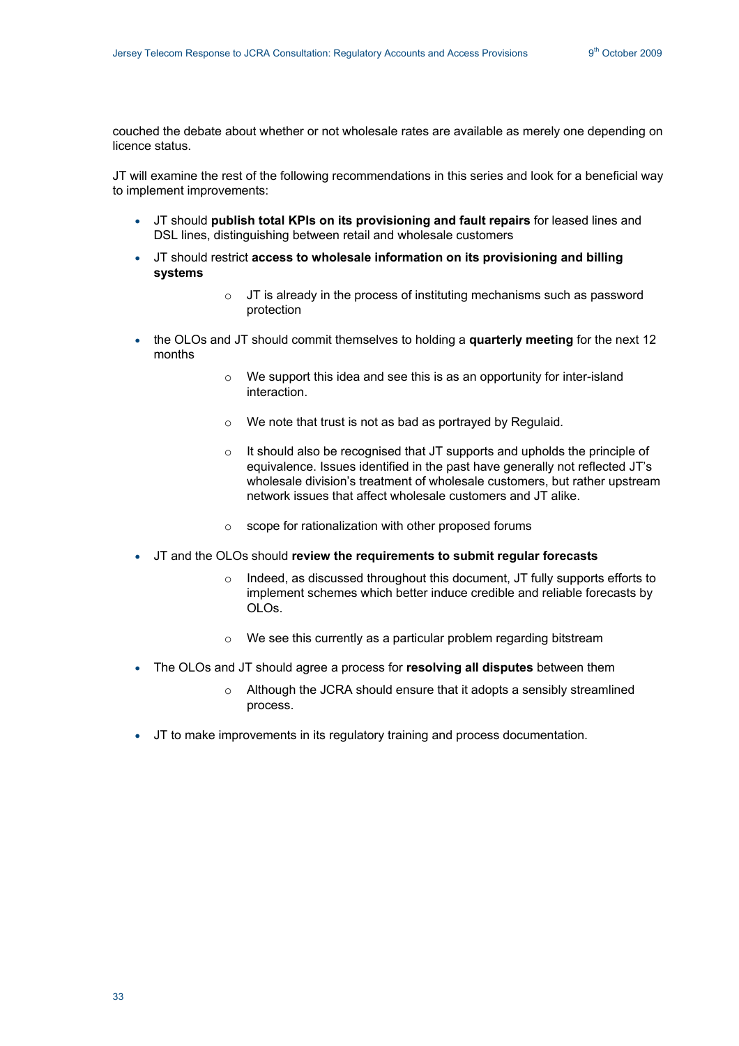couched the debate about whether or not wholesale rates are available as merely one depending on licence status.

JT will examine the rest of the following recommendations in this series and look for a beneficial way to implement improvements:

- JT should **publish total KPIs on its provisioning and fault repairs** for leased lines and DSL lines, distinguishing between retail and wholesale customers
- JT should restrict **access to wholesale information on its provisioning and billing systems**
  - JT is already in the process of instituting mechanisms such as password protection
- the OLOs and JT should commit themselves to holding a **quarterly meeting** for the next 12 months
  - We support this idea and see this is as an opportunity for inter-island interaction.
  - We note that trust is not as bad as portrayed by Regulaid.
  - It should also be recognised that JT supports and upholds the principle of equivalence. Issues identified in the past have generally not reflected JT's wholesale division's treatment of wholesale customers, but rather upstream network issues that affect wholesale customers and JT alike.
  - scope for rationalization with other proposed forums
- JT and the OLOs should **review the requirements to submit regular forecasts**
  - Indeed, as discussed throughout this document, JT fully supports efforts to implement schemes which better induce credible and reliable forecasts by OLOs.
  - We see this currently as a particular problem regarding bitstream
- The OLOs and JT should agree a process for **resolving all disputes** between them
  - Although the JCRA should ensure that it adopts a sensibly streamlined process.
- JT to make improvements in its regulatory training and process documentation.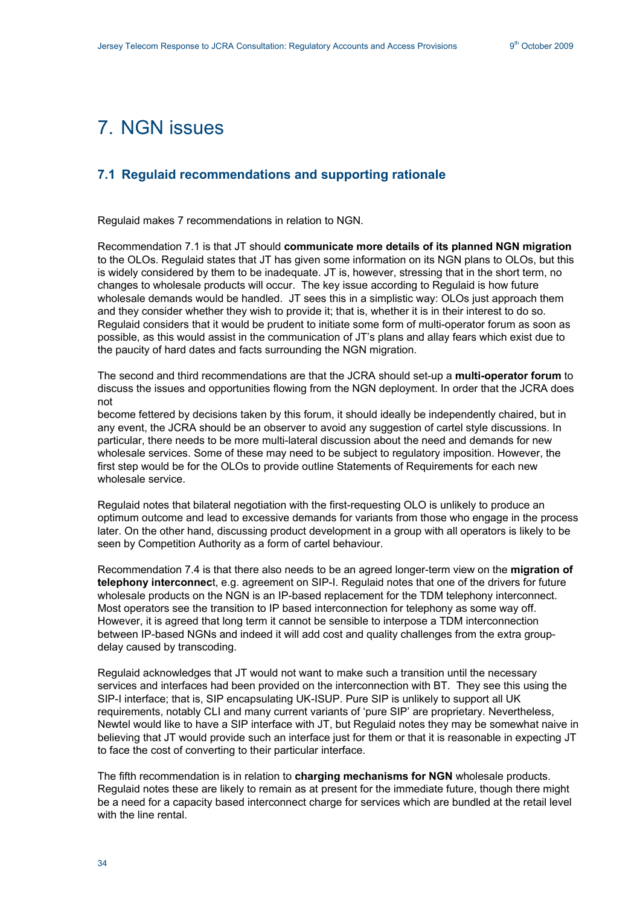# 7. NGN issues

## 7.1 Regulaid recommendations and supporting rationale

Regulaid makes 7 recommendations in relation to NGN.

Recommendation 7.1 is that JT should **communicate more details of its planned NGN migration** to the OLOs. Regulaid states that JT has given some information on its NGN plans to OLOs, but this is widely considered by them to be inadequate. JT is, however, stressing that in the short term, no changes to wholesale products will occur. The key issue according to Regulaid is how future wholesale demands would be handled. JT sees this in a simplistic way: OLOs just approach them and they consider whether they wish to provide it; that is, whether it is in their interest to do so. Regulaid considers that it would be prudent to initiate some form of multi-operator forum as soon as possible, as this would assist in the communication of JT's plans and allay fears which exist due to the paucity of hard dates and facts surrounding the NGN migration.

The second and third recommendations are that the JCRA should set-up a **multi-operator forum** to discuss the issues and opportunities flowing from the NGN deployment. In order that the JCRA does not become fettered by decisions taken by this forum, it should ideally be independently chaired, but in any event, the JCRA should be an observer to avoid any suggestion of cartel style discussions. In particular, there needs to be more multi-lateral discussion about the need and demands for new wholesale services. Some of these may need to be subject to regulatory imposition. However, the first step would be for the OLOs to provide outline Statements of Requirements for each new wholesale service.

Regulaid notes that bilateral negotiation with the first-requesting OLO is unlikely to produce an optimum outcome and lead to excessive demands for variants from those who engage in the process later. On the other hand, discussing product development in a group with all operators is likely to be seen by Competition Authority as a form of cartel behaviour.

Recommendation 7.4 is that there also needs to be an agreed longer-term view on the **migration of telephony interconnec**t, e.g. agreement on SIP-I. Regulaid notes that one of the drivers for future wholesale products on the NGN is an IP-based replacement for the TDM telephony interconnect. Most operators see the transition to IP based interconnection for telephony as some way off. However, it is agreed that long term it cannot be sensible to interpose a TDM interconnection between IP-based NGNs and indeed it will add cost and quality challenges from the extra group-delay caused by transcoding.

Regulaid acknowledges that JT would not want to make such a transition until the necessary services and interfaces had been provided on the interconnection with BT. They see this using the SIP-I interface; that is, SIP encapsulating UK-ISUP. Pure SIP is unlikely to support all UK requirements, notably CLI and many current variants of 'pure SIP' are proprietary. Nevertheless, Newtel would like to have a SIP interface with JT, but Regulaid notes they may be somewhat naive in believing that JT would provide such an interface just for them or that it is reasonable in expecting JT to face the cost of converting to their particular interface.

The fifth recommendation is in relation to **charging mechanisms for NGN** wholesale products. Regulaid notes these are likely to remain as at present for the immediate future, though there might be a need for a capacity based interconnect charge for services which are bundled at the retail level with the line rental.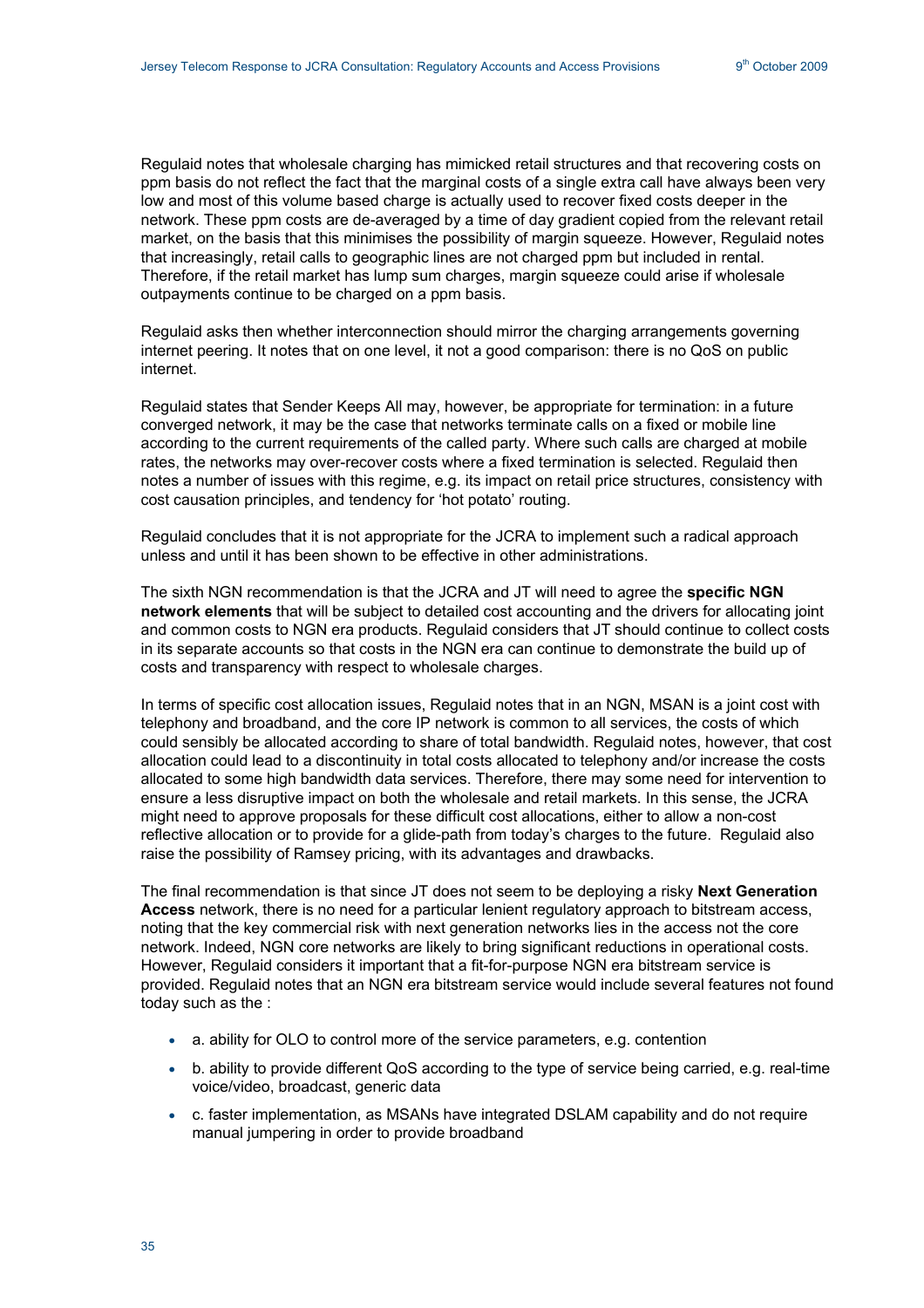Regulaid notes that wholesale charging has mimicked retail structures and that recovering costs on ppm basis do not reflect the fact that the marginal costs of a single extra call have always been very low and most of this volume based charge is actually used to recover fixed costs deeper in the network. These ppm costs are de-averaged by a time of day gradient copied from the relevant retail market, on the basis that this minimises the possibility of margin squeeze. However, Regulaid notes that increasingly, retail calls to geographic lines are not charged ppm but included in rental. Therefore, if the retail market has lump sum charges, margin squeeze could arise if wholesale outpayments continue to be charged on a ppm basis.

Regulaid asks then whether interconnection should mirror the charging arrangements governing internet peering. It notes that on one level, it not a good comparison: there is no QoS on public internet.

Regulaid states that Sender Keeps All may, however, be appropriate for termination: in a future converged network, it may be the case that networks terminate calls on a fixed or mobile line according to the current requirements of the called party. Where such calls are charged at mobile rates, the networks may over-recover costs where a fixed termination is selected. Regulaid then notes a number of issues with this regime, e.g. its impact on retail price structures, consistency with cost causation principles, and tendency for 'hot potato' routing.

Regulaid concludes that it is not appropriate for the JCRA to implement such a radical approach unless and until it has been shown to be effective in other administrations.

The sixth NGN recommendation is that the JCRA and JT will need to agree the **specific NGN network elements** that will be subject to detailed cost accounting and the drivers for allocating joint and common costs to NGN era products. Regulaid considers that JT should continue to collect costs in its separate accounts so that costs in the NGN era can continue to demonstrate the build up of costs and transparency with respect to wholesale charges.

In terms of specific cost allocation issues, Regulaid notes that in an NGN, MSAN is a joint cost with telephony and broadband, and the core IP network is common to all services, the costs of which could sensibly be allocated according to share of total bandwidth. Regulaid notes, however, that cost allocation could lead to a discontinuity in total costs allocated to telephony and/or increase the costs allocated to some high bandwidth data services. Therefore, there may some need for intervention to ensure a less disruptive impact on both the wholesale and retail markets. In this sense, the JCRA might need to approve proposals for these difficult cost allocations, either to allow a non-cost reflective allocation or to provide for a glide-path from today's charges to the future. Regulaid also raise the possibility of Ramsey pricing, with its advantages and drawbacks.

The final recommendation is that since JT does not seem to be deploying a risky **Next Generation Access** network, there is no need for a particular lenient regulatory approach to bitstream access, noting that the key commercial risk with next generation networks lies in the access not the core network. Indeed, NGN core networks are likely to bring significant reductions in operational costs. However, Regulaid considers it important that a fit-for-purpose NGN era bitstream service is provided. Regulaid notes that an NGN era bitstream service would include several features not found today such as the :

- a. ability for OLO to control more of the service parameters, e.g. contention
- b. ability to provide different QoS according to the type of service being carried, e.g. real-time voice/video, broadcast, generic data
- c. faster implementation, as MSANs have integrated DSLAM capability and do not require manual jumpering in order to provide broadband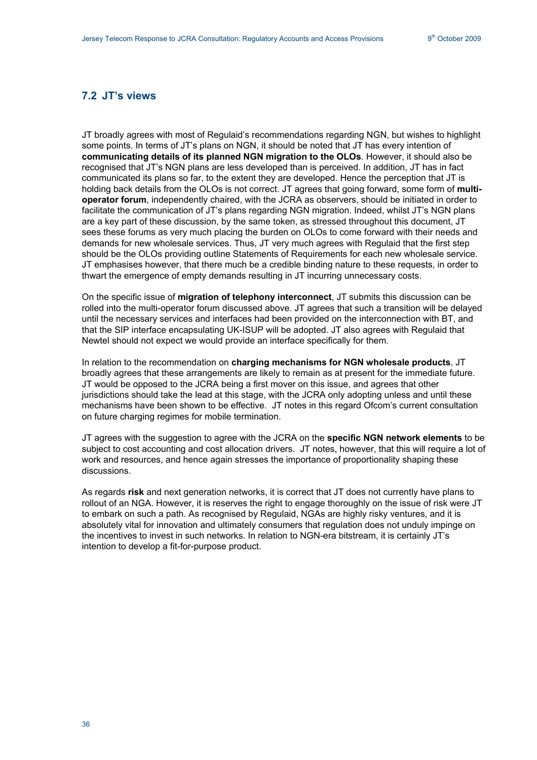## 7.2 JT's views

JT broadly agrees with most of Regulaid's recommendations regarding NGN, but wishes to highlight some points. In terms of JT's plans on NGN, it should be noted that JT has every intention of **communicating details of its planned NGN migration to the OLOs**. However, it should also be recognised that JT's NGN plans are less developed than is perceived. In addition, JT has in fact communicated its plans so far, to the extent they are developed. Hence the perception that JT is holding back details from the OLOs is not correct. JT agrees that going forward, some form of **multi-operator forum**, independently chaired, with the JCRA as observers, should be initiated in order to facilitate the communication of JT's plans regarding NGN migration. Indeed, whilst JT's NGN plans are a key part of these discussion, by the same token, as stressed throughout this document, JT sees these forums as very much placing the burden on OLOs to come forward with their needs and demands for new wholesale services. Thus, JT very much agrees with Regulaid that the first step should be the OLOs providing outline Statements of Requirements for each new wholesale service. JT emphasises however, that there much be a credible binding nature to these requests, in order to thwart the emergence of empty demands resulting in JT incurring unnecessary costs.

On the specific issue of **migration of telephony interconnect**, JT submits this discussion can be rolled into the multi-operator forum discussed above. JT agrees that such a transition will be delayed until the necessary services and interfaces had been provided on the interconnection with BT, and that the SIP interface encapsulating UK-ISUP will be adopted. JT also agrees with Regulaid that Newtel should not expect we would provide an interface specifically for them.

In relation to the recommendation on **charging mechanisms for NGN wholesale products**, JT broadly agrees that these arrangements are likely to remain as at present for the immediate future. JT would be opposed to the JCRA being a first mover on this issue, and agrees that other jurisdictions should take the lead at this stage, with the JCRA only adopting unless and until these mechanisms have been shown to be effective. JT notes in this regard Ofcom's current consultation on future charging regimes for mobile termination.

JT agrees with the suggestion to agree with the JCRA on the **specific NGN network elements** to be subject to cost accounting and cost allocation drivers. JT notes, however, that this will require a lot of work and resources, and hence again stresses the importance of proportionality shaping these discussions.

As regards **risk** and next generation networks, it is correct that JT does not currently have plans to rollout of an NGA. However, it is reserves the right to engage thoroughly on the issue of risk were JT to embark on such a path. As recognised by Regulaid, NGAs are highly risky ventures, and it is absolutely vital for innovation and ultimately consumers that regulation does not unduly impinge on the incentives to invest in such networks. In relation to NGN-era bitstream, it is certainly JT's intention to develop a fit-for-purpose product.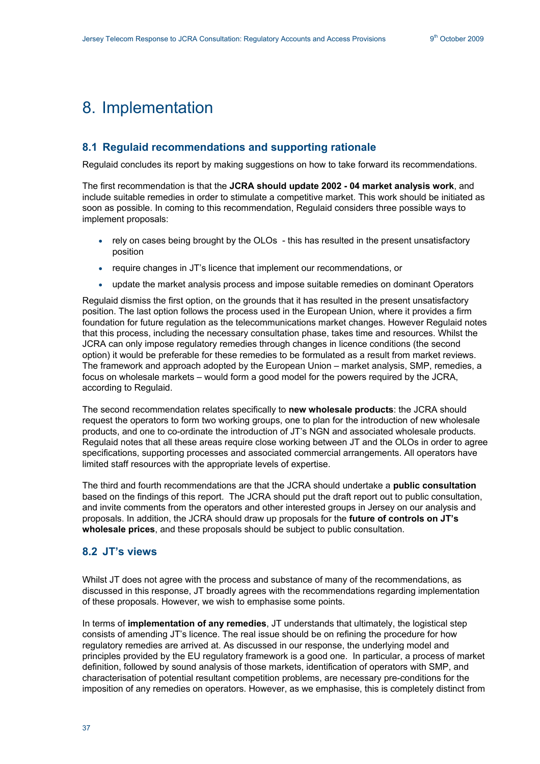# 8. Implementation

## 8.1 Regulaid recommendations and supporting rationale

Regulaid concludes its report by making suggestions on how to take forward its recommendations.

The first recommendation is that the **JCRA should update 2002 - 04 market analysis work**, and include suitable remedies in order to stimulate a competitive market. This work should be initiated as soon as possible. In coming to this recommendation, Regulaid considers three possible ways to implement proposals:

- rely on cases being brought by the OLOs - this has resulted in the present unsatisfactory position
- require changes in JT's licence that implement our recommendations, or
- update the market analysis process and impose suitable remedies on dominant Operators

Regulaid dismiss the first option, on the grounds that it has resulted in the present unsatisfactory position. The last option follows the process used in the European Union, where it provides a firm foundation for future regulation as the telecommunications market changes. However Regulaid notes that this process, including the necessary consultation phase, takes time and resources. Whilst the JCRA can only impose regulatory remedies through changes in licence conditions (the second option) it would be preferable for these remedies to be formulated as a result from market reviews. The framework and approach adopted by the European Union – market analysis, SMP, remedies, a focus on wholesale markets – would form a good model for the powers required by the JCRA, according to Regulaid.

The second recommendation relates specifically to **new wholesale products**: the JCRA should request the operators to form two working groups, one to plan for the introduction of new wholesale products, and one to co-ordinate the introduction of JT's NGN and associated wholesale products. Regulaid notes that all these areas require close working between JT and the OLOs in order to agree specifications, supporting processes and associated commercial arrangements. All operators have limited staff resources with the appropriate levels of expertise.

The third and fourth recommendations are that the JCRA should undertake a **public consultation** based on the findings of this report. The JCRA should put the draft report out to public consultation, and invite comments from the operators and other interested groups in Jersey on our analysis and proposals. In addition, the JCRA should draw up proposals for the **future of controls on JT's wholesale prices**, and these proposals should be subject to public consultation.

## 8.2 JT's views

Whilst JT does not agree with the process and substance of many of the recommendations, as discussed in this response, JT broadly agrees with the recommendations regarding implementation of these proposals. However, we wish to emphasise some points.

In terms of **implementation of any remedies**, JT understands that ultimately, the logistical step consists of amending JT's licence. The real issue should be on refining the procedure for how regulatory remedies are arrived at. As discussed in our response, the underlying model and principles provided by the EU regulatory framework is a good one. In particular, a process of market definition, followed by sound analysis of those markets, identification of operators with SMP, and characterisation of potential resultant competition problems, are necessary pre-conditions for the imposition of any remedies on operators. However, as we emphasise, this is completely distinct from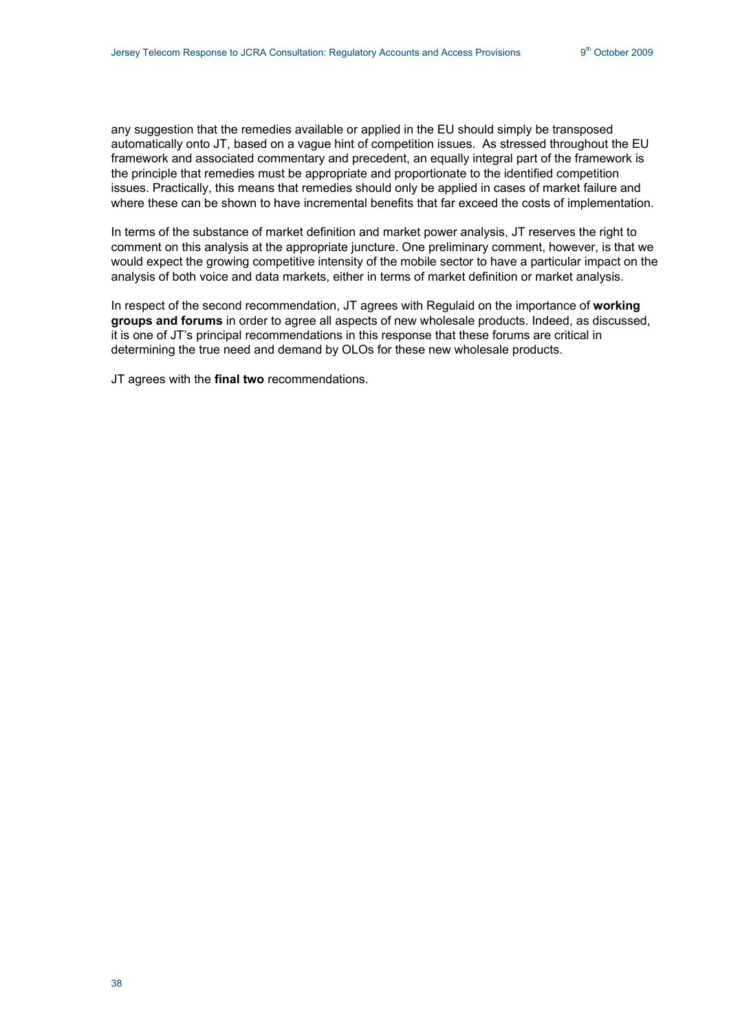any suggestion that the remedies available or applied in the EU should simply be transposed automatically onto JT, based on a vague hint of competition issues. As stressed throughout the EU framework and associated commentary and precedent, an equally integral part of the framework is the principle that remedies must be appropriate and proportionate to the identified competition issues. Practically, this means that remedies should only be applied in cases of market failure and where these can be shown to have incremental benefits that far exceed the costs of implementation.

In terms of the substance of market definition and market power analysis, JT reserves the right to comment on this analysis at the appropriate juncture. One preliminary comment, however, is that we would expect the growing competitive intensity of the mobile sector to have a particular impact on the analysis of both voice and data markets, either in terms of market definition or market analysis.

In respect of the second recommendation, JT agrees with Regulaid on the importance of **working groups and forums** in order to agree all aspects of new wholesale products. Indeed, as discussed, it is one of JT's principal recommendations in this response that these forums are critical in determining the true need and demand by OLOs for these new wholesale products.

JT agrees with the **final two** recommendations.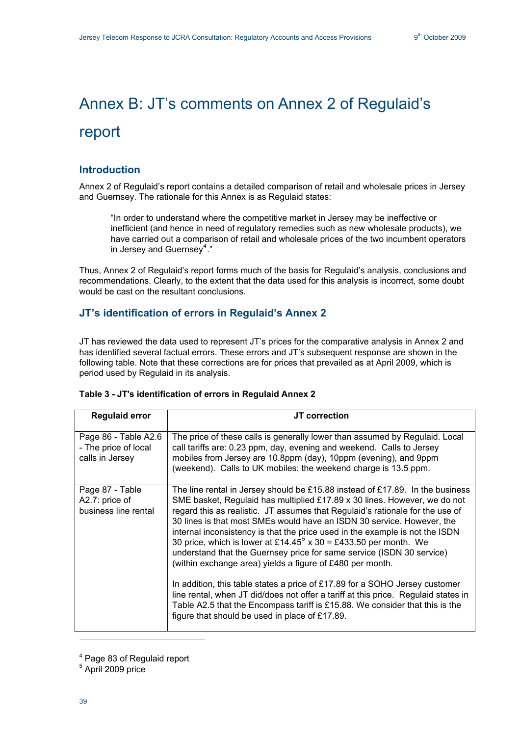# Annex B: JT's comments on Annex 2 of Regulaid's report

## Introduction

Annex 2 of Regulaid's report contains a detailed comparison of retail and wholesale prices in Jersey and Guernsey. The rationale for this Annex is as Regulaid states:

> "In order to understand where the competitive market in Jersey may be ineffective or inefficient (and hence in need of regulatory remedies such as new wholesale products), we have carried out a comparison of retail and wholesale prices of the two incumbent operators in Jersey and Guernsey[4]."

Thus, Annex 2 of Regulaid's report forms much of the basis for Regulaid's analysis, conclusions and recommendations. Clearly, to the extent that the data used for this analysis is incorrect, some doubt would be cast on the resultant conclusions.

## JT's identification of errors in Regulaid's Annex 2

JT has reviewed the data used to represent JT's prices for the comparative analysis in Annex 2 and has identified several factual errors. These errors and JT's subsequent response are shown in the following table. Note that these corrections are for prices that prevailed as at April 2009, which is period used by Regulaid in its analysis.

**Table 3 - JT's identification of errors in Regulaid Annex 2**

| Regulaid error | JT correction |
|---|---|
| Page 86 - Table A2.6 - The price of local calls in Jersey | The price of these calls is generally lower than assumed by Regulaid. Local call tariffs are: 0.23 ppm, day, evening and weekend. Calls to Jersey mobiles from Jersey are 10.8ppm (day), 10ppm (evening), and 9ppm (weekend). Calls to UK mobiles: the weekend charge is 13.5 ppm. |
| Page 87 - Table A2.7: price of business line rental | The line rental in Jersey should be £15.88 instead of £17.89. In the business SME basket, Regulaid has multiplied £17.89 x 30 lines. However, we do not regard this as realistic. JT assumes that Regulaid's rationale for the use of 30 lines is that most SMEs would have an ISDN 30 service. However, the internal inconsistency is that the price used in the example is not the ISDN 30 price, which is lower at £14.45[5] x 30 = £433.50 per month. We understand that the Guernsey price for same service (ISDN 30 service) (within exchange area) yields a figure of £480 per month.<br><br>In addition, this table states a price of £17.89 for a SOHO Jersey customer line rental, when JT did/does not offer a tariff at this price. Regulaid states in Table A2.5 that the Encompass tariff is £15.88. We consider that this is the figure that should be used in place of £17.89. |

[4] Page 83 of Regulaid report

[5] April 2009 price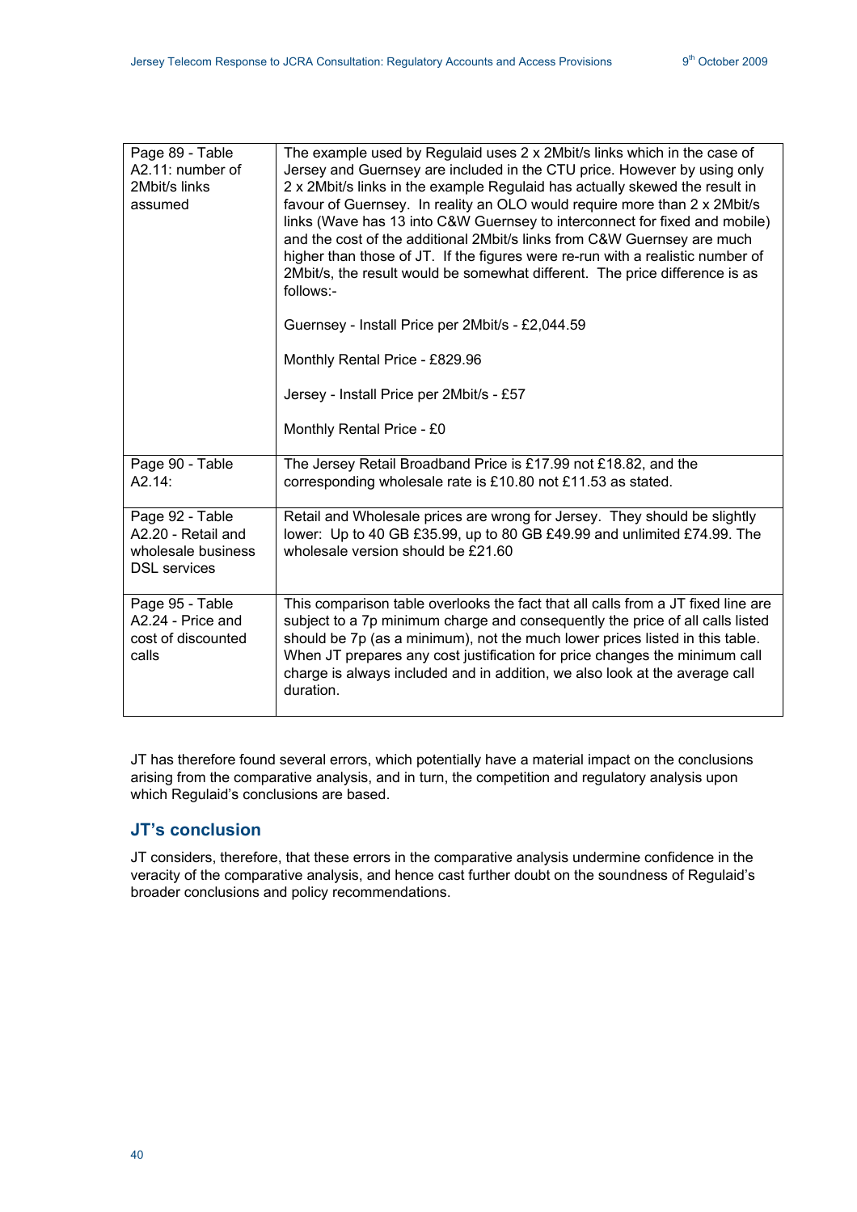| | |
|---|---|
| Page 89 - Table A2.11: number of 2Mbit/s links assumed | The example used by Regulaid uses 2 x 2Mbit/s links which in the case of Jersey and Guernsey are included in the CTU price. However by using only 2 x 2Mbit/s links in the example Regulaid has actually skewed the result in favour of Guernsey. In reality an OLO would require more than 2 x 2Mbit/s links (Wave has 13 into C&W Guernsey to interconnect for fixed and mobile) and the cost of the additional 2Mbit/s links from C&W Guernsey are much higher than those of JT. If the figures were re-run with a realistic number of 2Mbit/s, the result would be somewhat different. The price difference is as follows:-<br><br>Guernsey - Install Price per 2Mbit/s - £2,044.59<br><br>Monthly Rental Price - £829.96<br><br>Jersey - Install Price per 2Mbit/s - £57<br><br>Monthly Rental Price - £0 |
| Page 90 - Table A2.14: | The Jersey Retail Broadband Price is £17.99 not £18.82, and the corresponding wholesale rate is £10.80 not £11.53 as stated. |
| Page 92 - Table A2.20 - Retail and wholesale business DSL services | Retail and Wholesale prices are wrong for Jersey. They should be slightly lower: Up to 40 GB £35.99, up to 80 GB £49.99 and unlimited £74.99. The wholesale version should be £21.60 |
| Page 95 - Table A2.24 - Price and cost of discounted calls | This comparison table overlooks the fact that all calls from a JT fixed line are subject to a 7p minimum charge and consequently the price of all calls listed should be 7p (as a minimum), not the much lower prices listed in this table. When JT prepares any cost justification for price changes the minimum call charge is always included and in addition, we also look at the average call duration. |

JT has therefore found several errors, which potentially have a material impact on the conclusions arising from the comparative analysis, and in turn, the competition and regulatory analysis upon which Regulaid's conclusions are based.

## JT's conclusion

JT considers, therefore, that these errors in the comparative analysis undermine confidence in the veracity of the comparative analysis, and hence cast further doubt on the soundness of Regulaid's broader conclusions and policy recommendations.